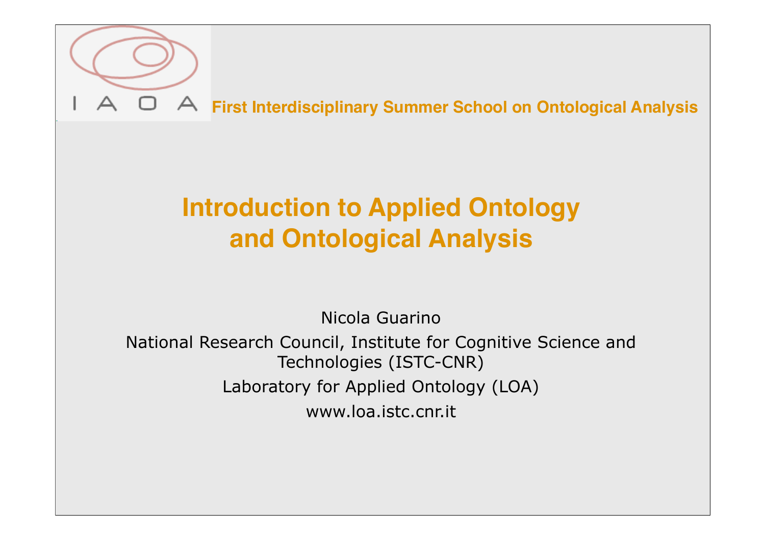I A O A **First Interdisciplinary Summer School on Ontological Analysis**

# Introduction to Applied Ontology and Ontological Analysis

Nicola Guarino

National Research Council, Institute for Cognitive Science and Technologies (ISTC-CNR)

Laboratory for Applied Ontology (LOA)

www.loa.istc.cnr.it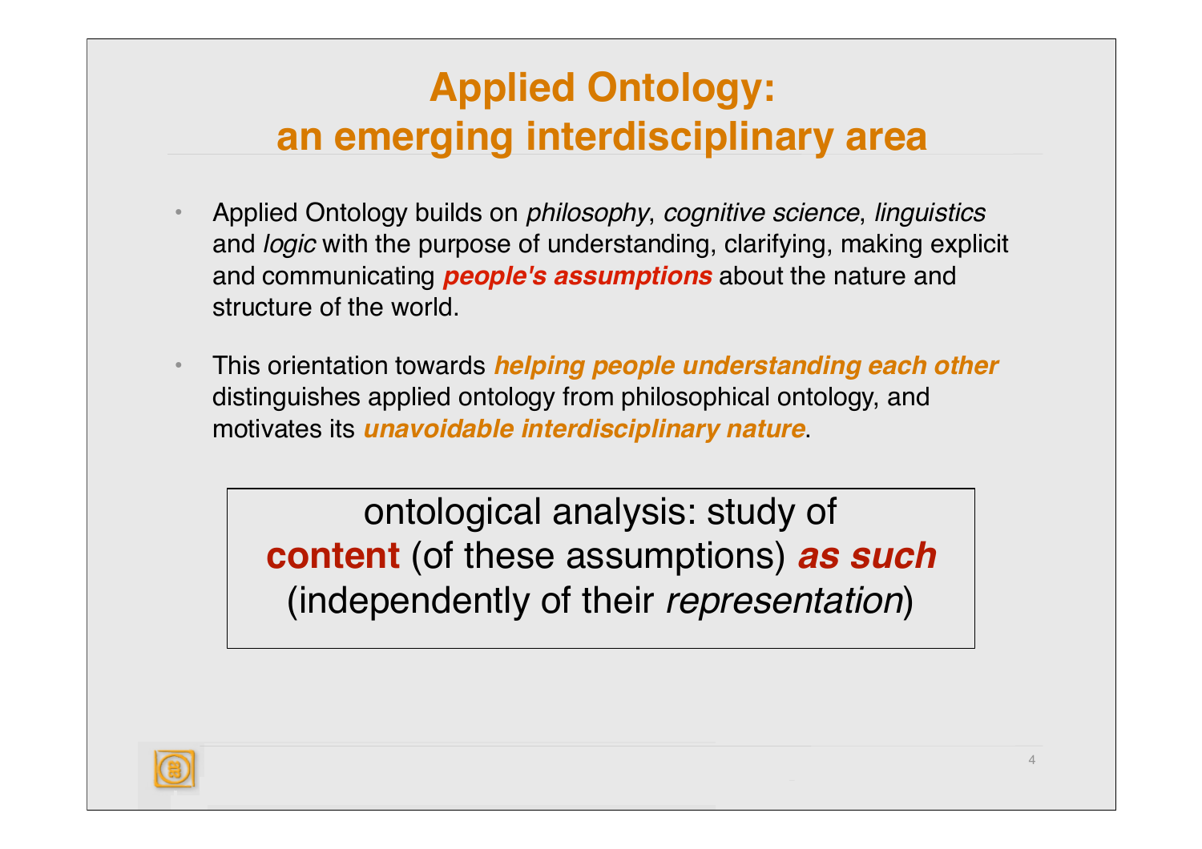# Applied Ontology: an emerging interdisciplinary area

- Applied Ontology builds on *philosophy*, *cognitive science*, *linguistics* and *logic* with the purpose of understanding, clarifying, making explicit and communicating ***people's assumptions*** about the nature and structure of the world.

- This orientation towards ***helping people understanding each other*** distinguishes applied ontology from philosophical ontology, and motivates its ***unavoidable interdisciplinary nature***.

> ontological analysis: study of **content** (of these assumptions) ***as such*** (independently of their *representation*)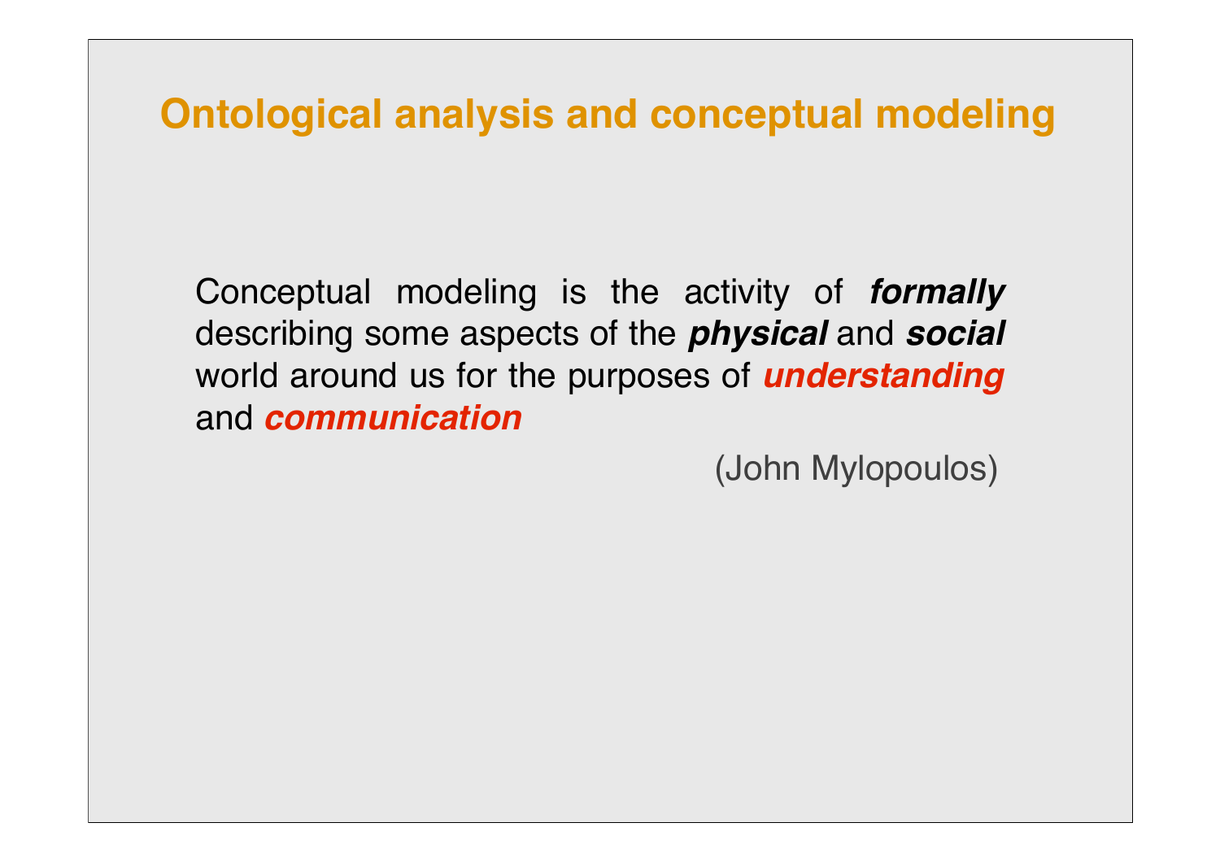# Ontological analysis and conceptual modeling

Conceptual modeling is the activity of ***formally*** describing some aspects of the ***physical*** and ***social*** world around us for the purposes of ***understanding*** and ***communication***

(John Mylopoulos)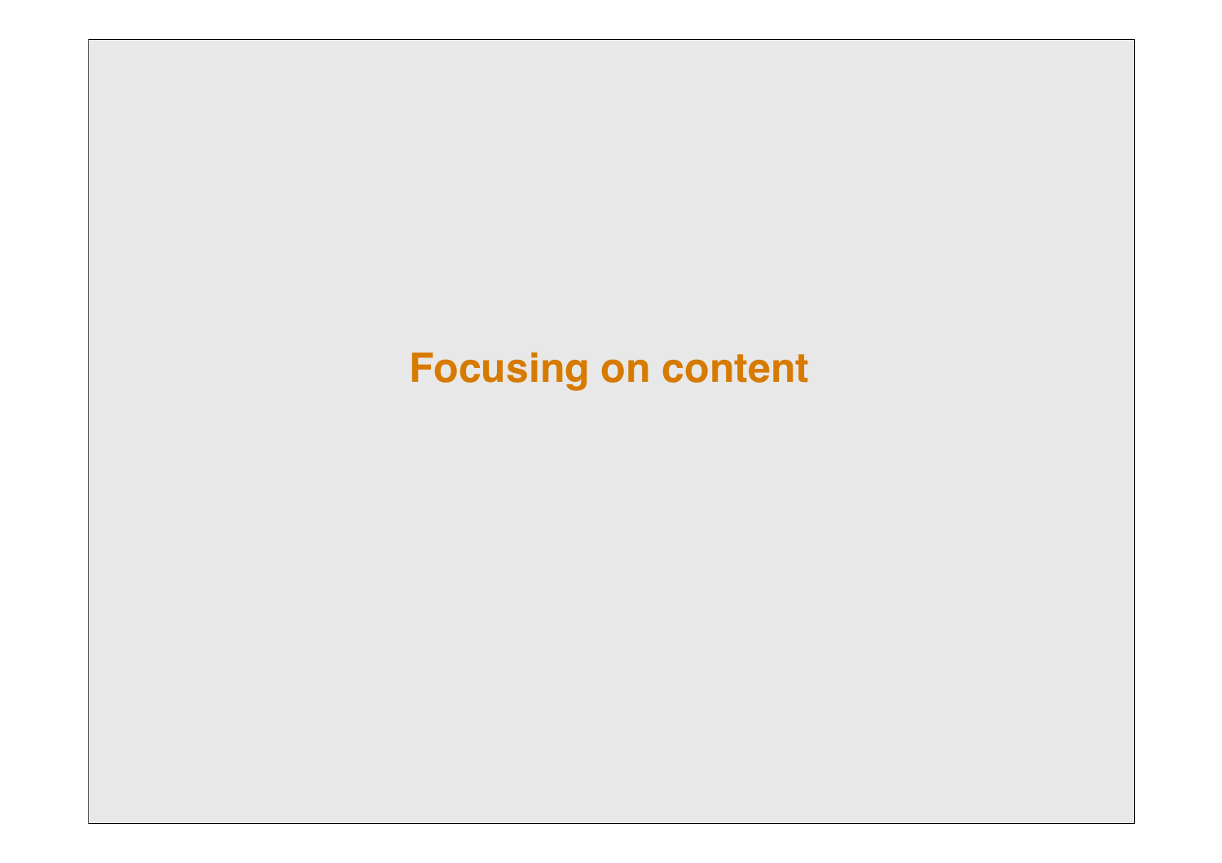# Focusing on content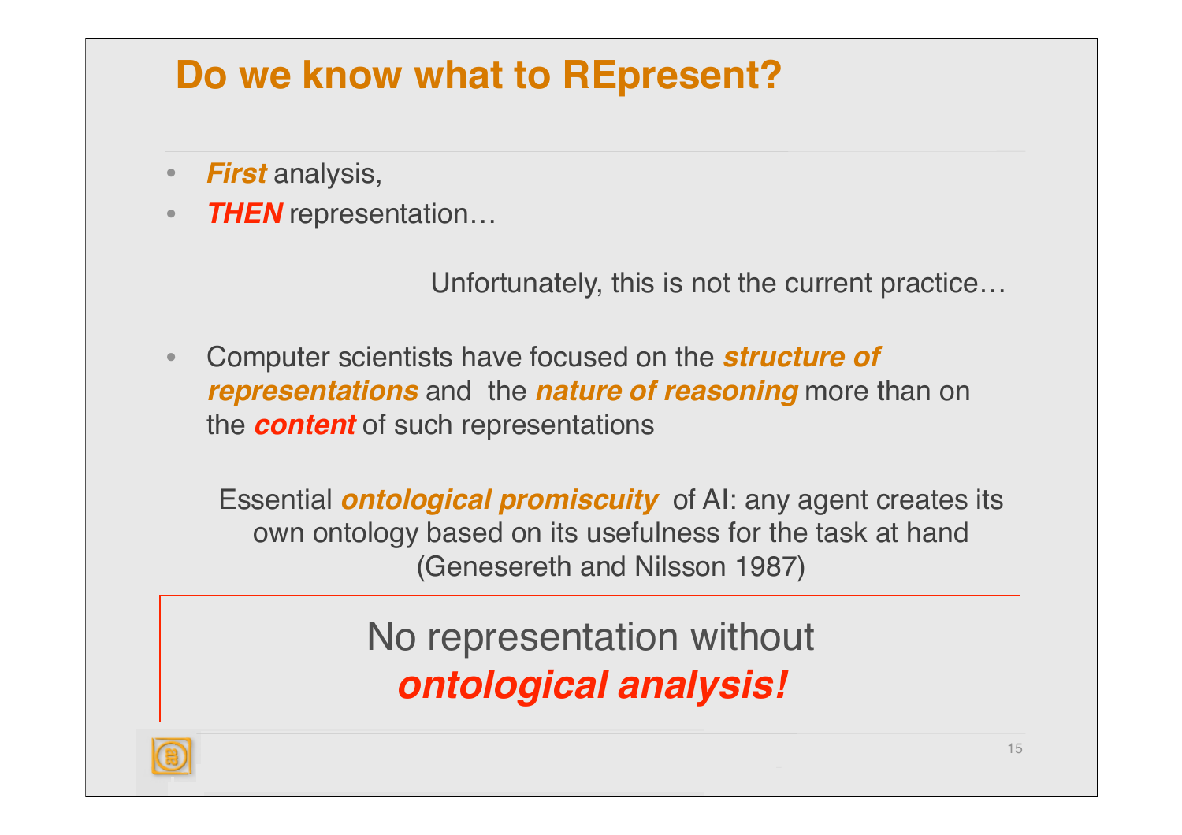# Do we know what to REpresent?

- ***First*** analysis,
- ***THEN*** representation…

Unfortunately, this is not the current practice…

- Computer scientists have focused on the ***structure of representations*** and the ***nature of reasoning*** more than on the ***content*** of such representations

Essential ***ontological promiscuity*** of AI: any agent creates its own ontology based on its usefulness for the task at hand (Genesereth and Nilsson 1987)

No representation without ***ontological analysis!***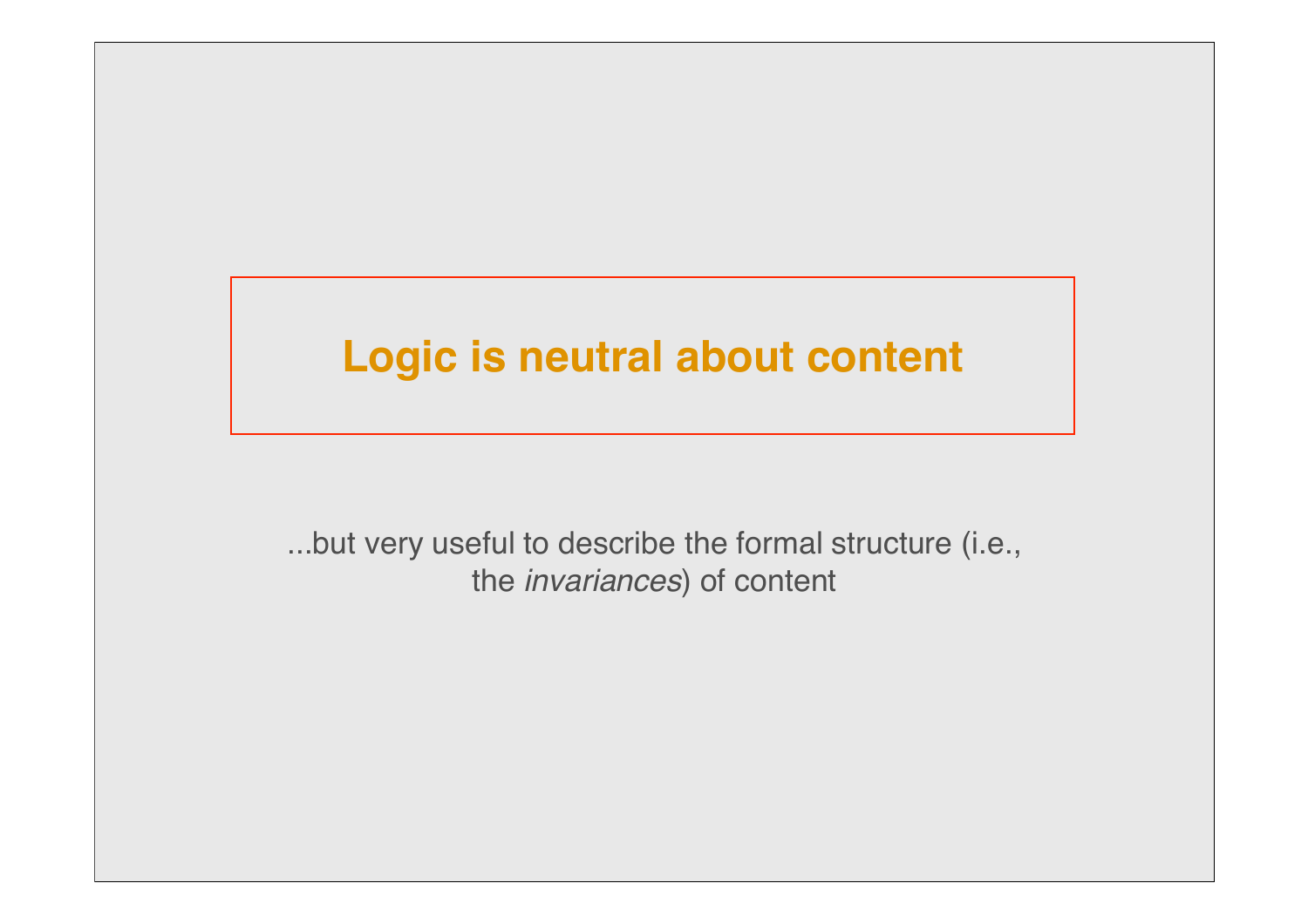# Logic is neutral about content

...but very useful to describe the formal structure (i.e., the *invariances*) of content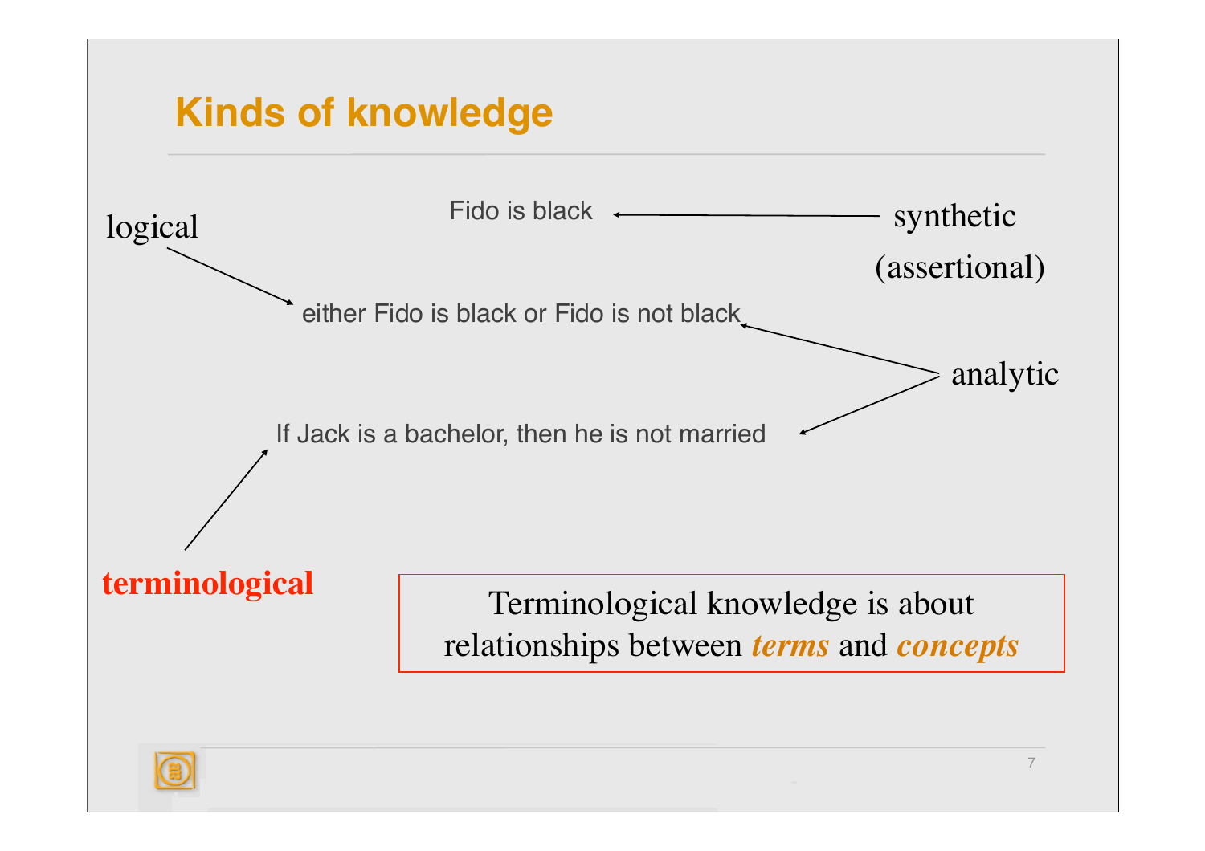# Kinds of knowledge

logical

Fido is black

synthetic

(assertional)

either Fido is black or Fido is not black

analytic

If Jack is a bachelor, then he is not married

**terminological**

Terminological knowledge is about relationships between ***terms*** and ***concepts***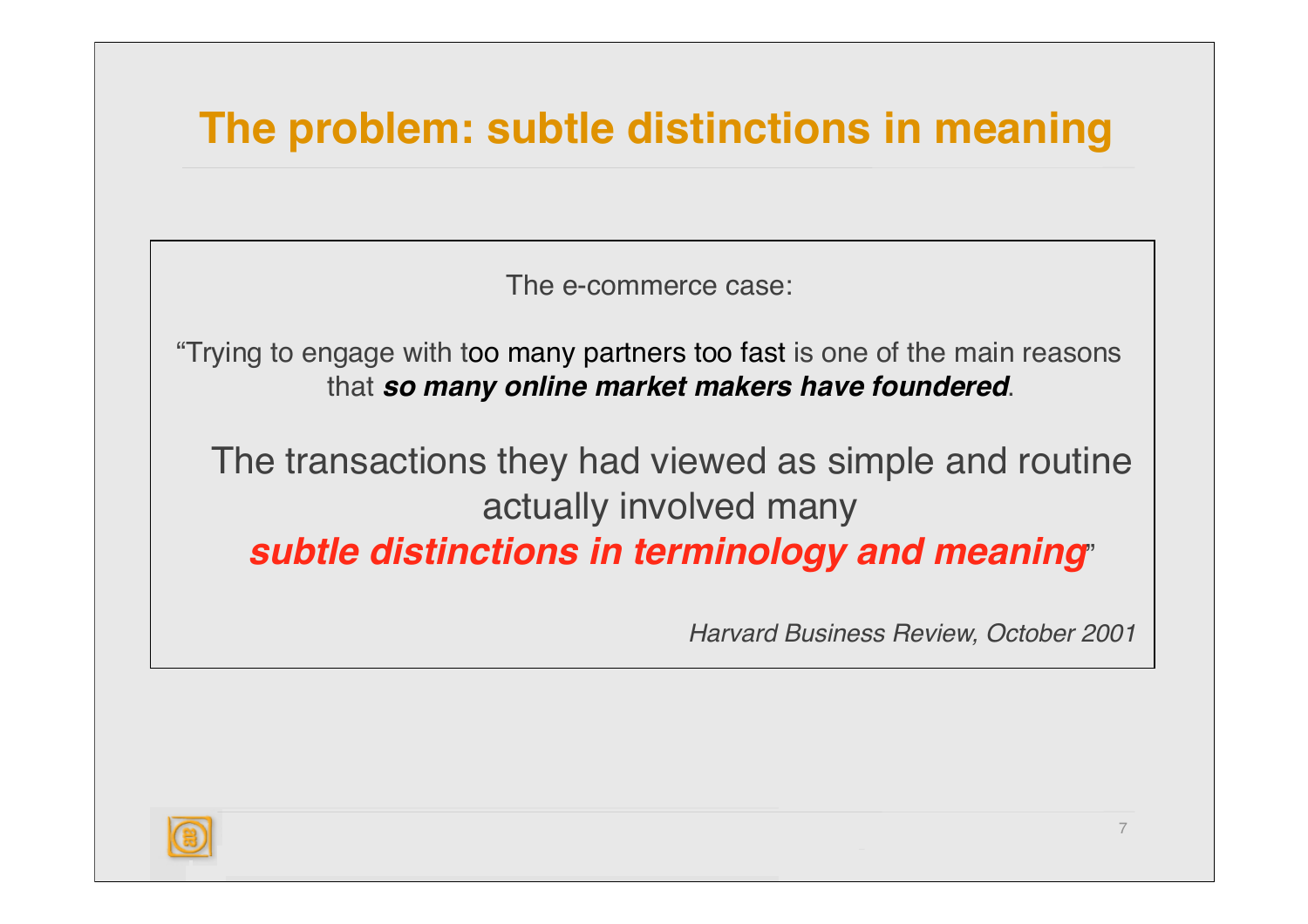# The problem: subtle distinctions in meaning

The e-commerce case:

"Trying to engage with too many partners too fast is one of the main reasons that ***so many online market makers have foundered***.

The transactions they had viewed as simple and routine actually involved many ***subtle distinctions in terminology and meaning***"

*Harvard Business Review, October 2001*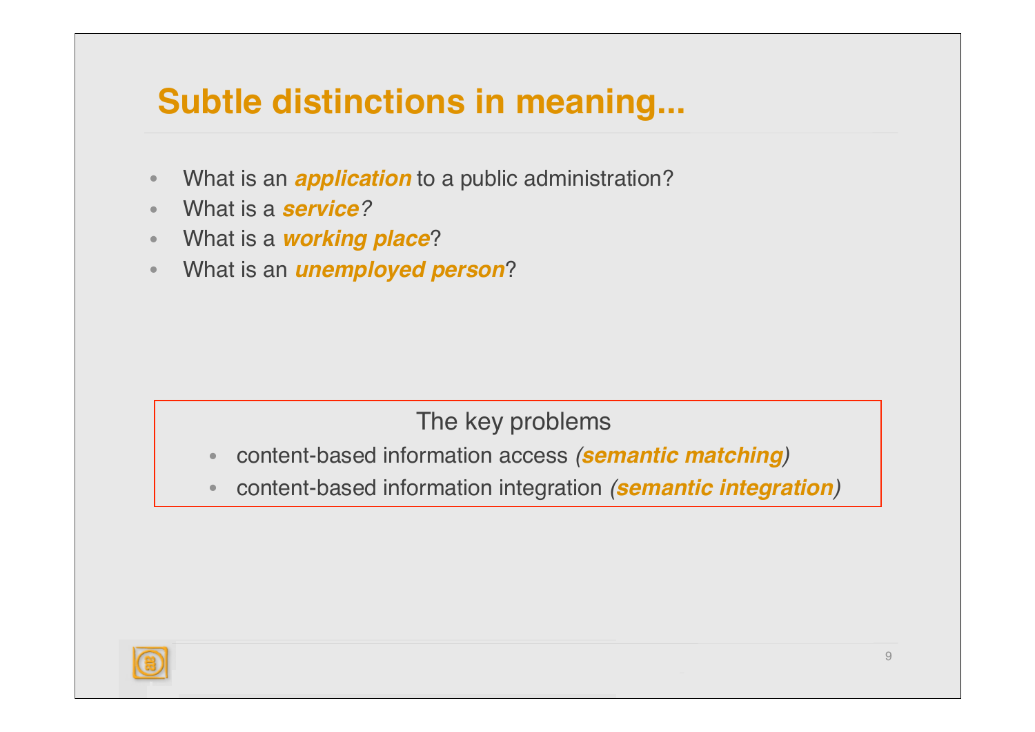# Subtle distinctions in meaning...

- What is an ***application*** to a public administration?
- What is a ***service****?*
- What is a ***working place***?
- What is an ***unemployed person***?

The key problems

- content-based information access *(**semantic matching**)*
- content-based information integration *(**semantic integration**)*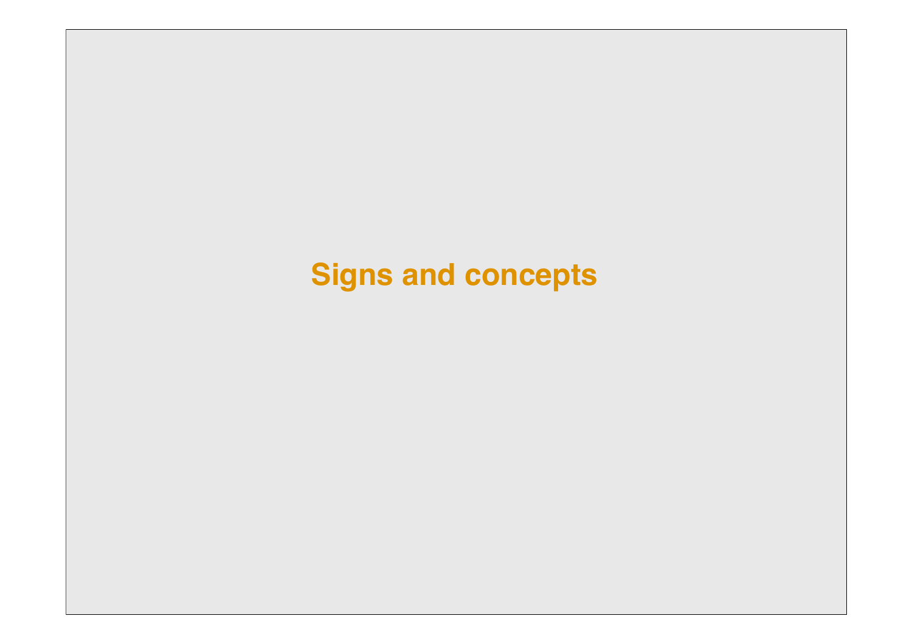# Signs and concepts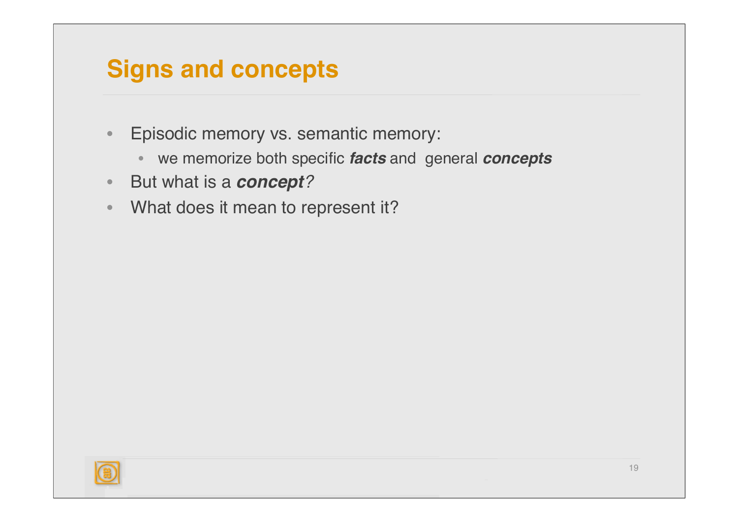# Signs and concepts

- Episodic memory vs. semantic memory:
    - we memorize both specific ***facts*** and general ***concepts***
- But what is a ***concept****?*
- What does it mean to represent it?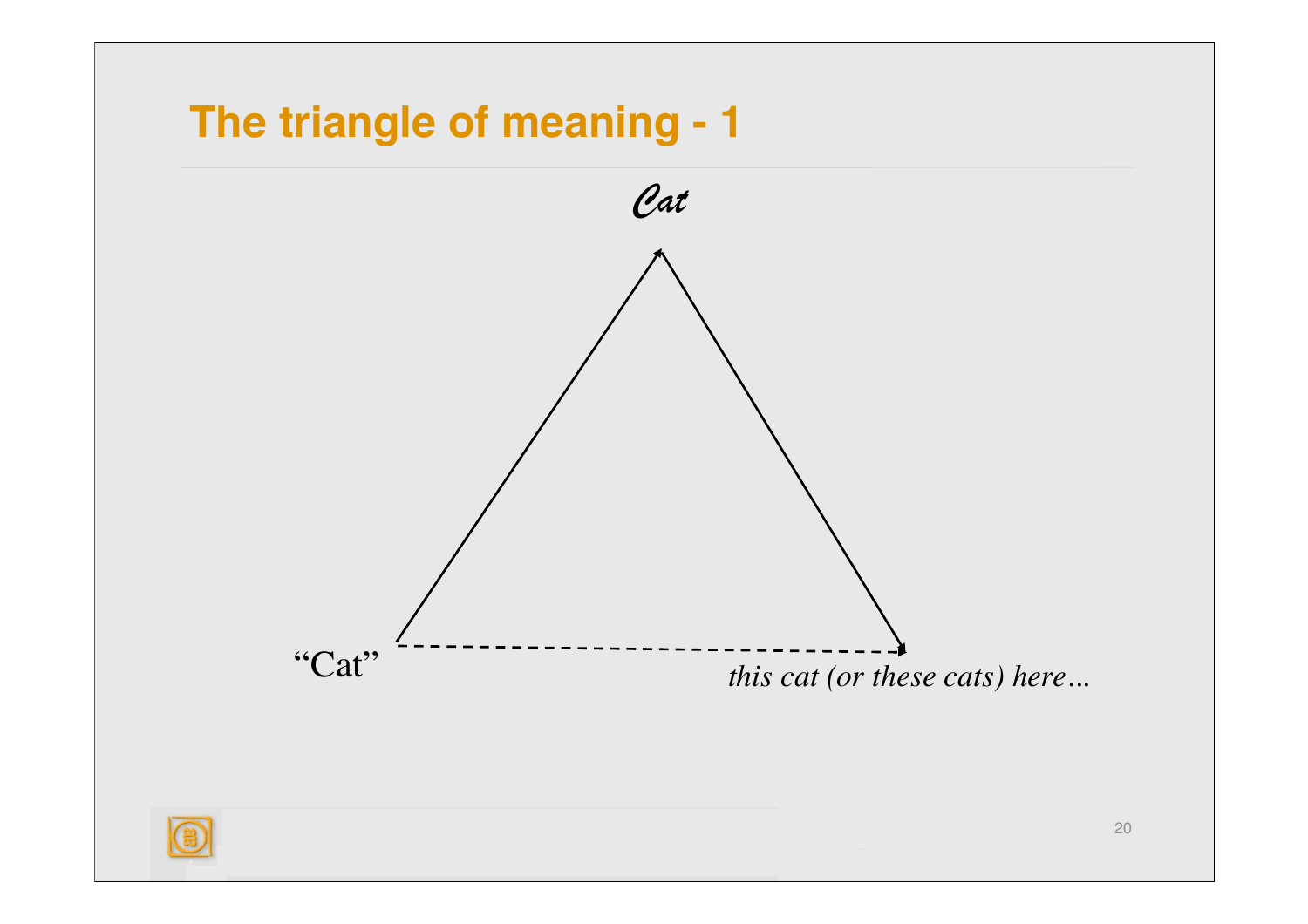# The triangle of meaning - 1

*Cat*

"Cat"

*this cat (or these cats) here…*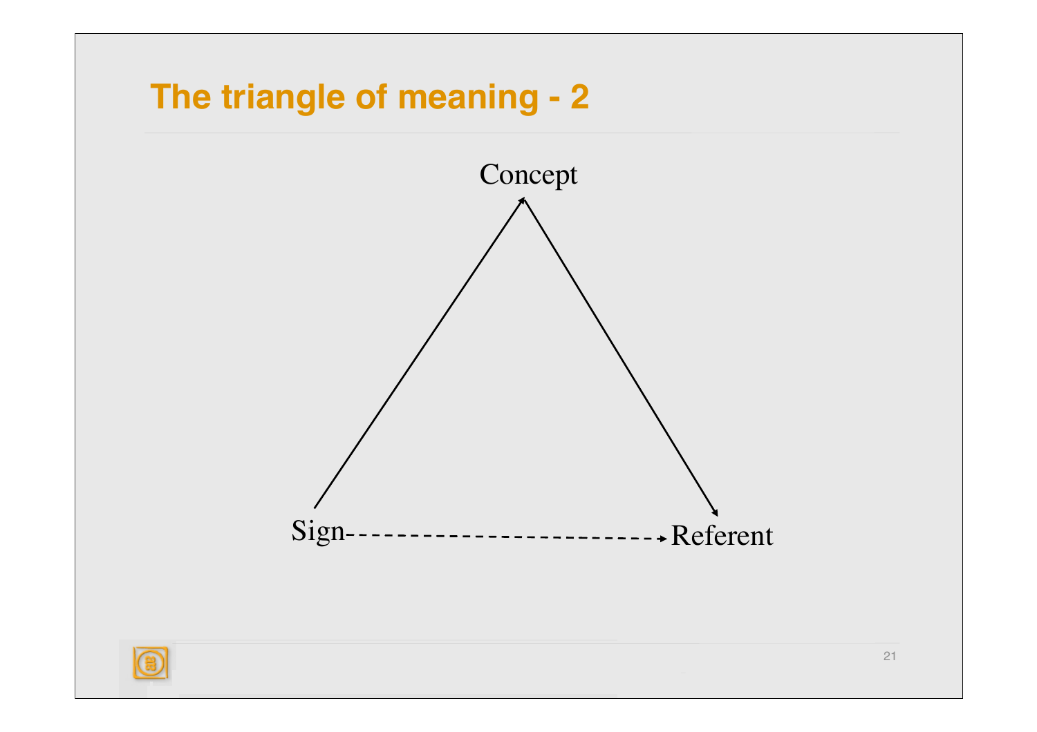# The triangle of meaning - 2

Concept

Sign

Referent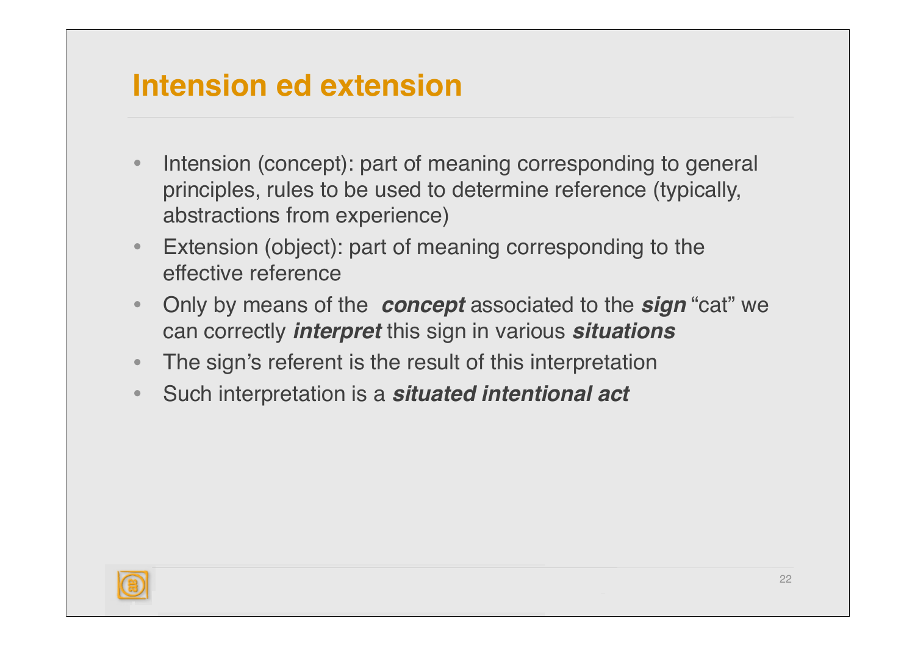# Intension ed extension

- Intension (concept): part of meaning corresponding to general principles, rules to be used to determine reference (typically, abstractions from experience)
- Extension (object): part of meaning corresponding to the effective reference
- Only by means of the ***concept*** associated to the ***sign*** "cat" we can correctly ***interpret*** this sign in various ***situations***
- The sign's referent is the result of this interpretation
- Such interpretation is a ***situated intentional act***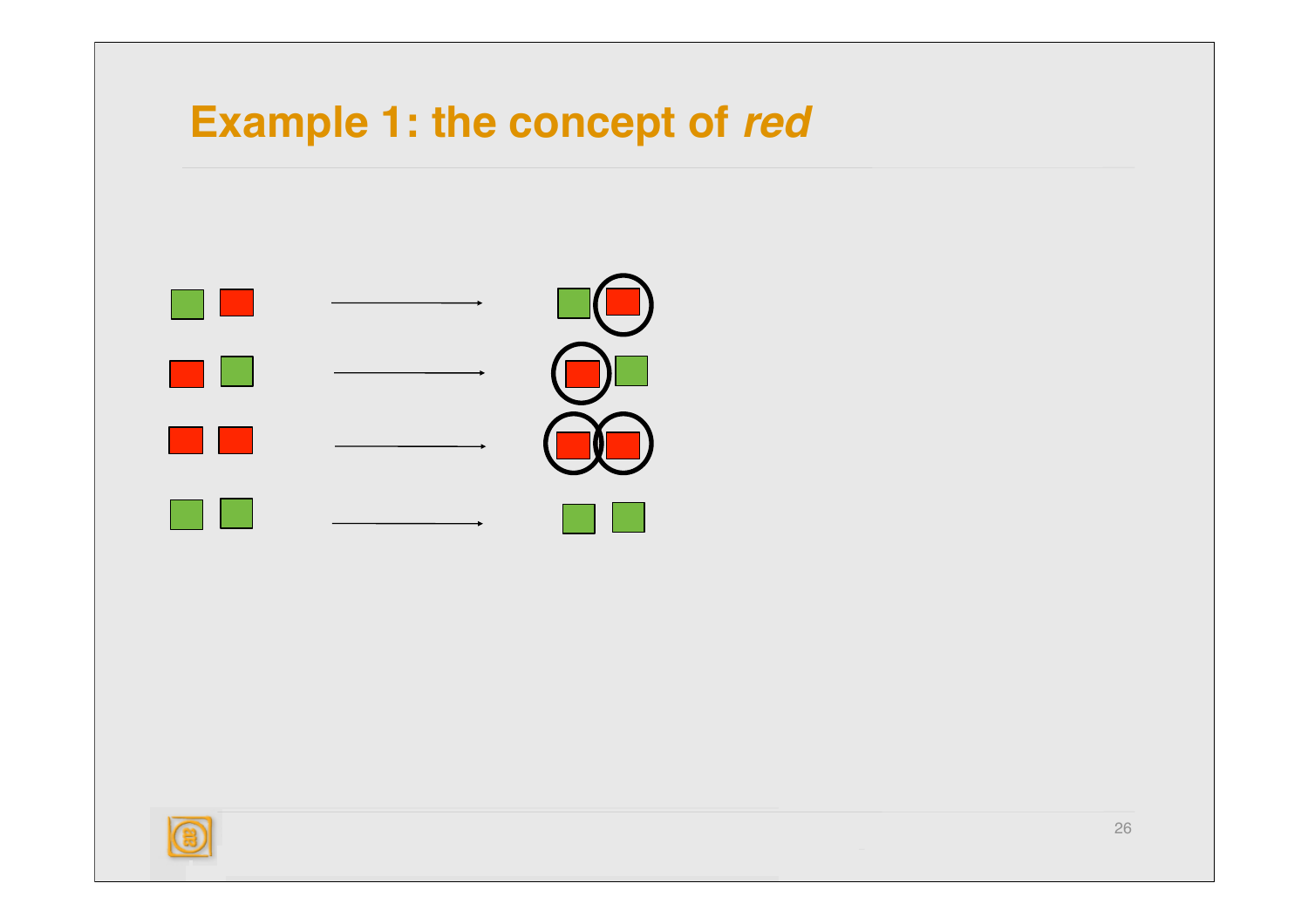# Example 1: the concept of *red*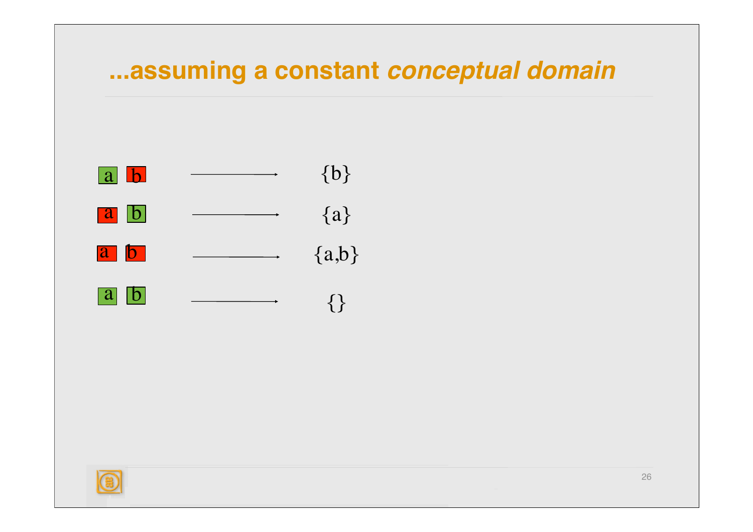# ...assuming a constant *conceptual domain*

a b ⟶ {b}

a b ⟶ {a}

a b ⟶ {a,b}

a b ⟶ {}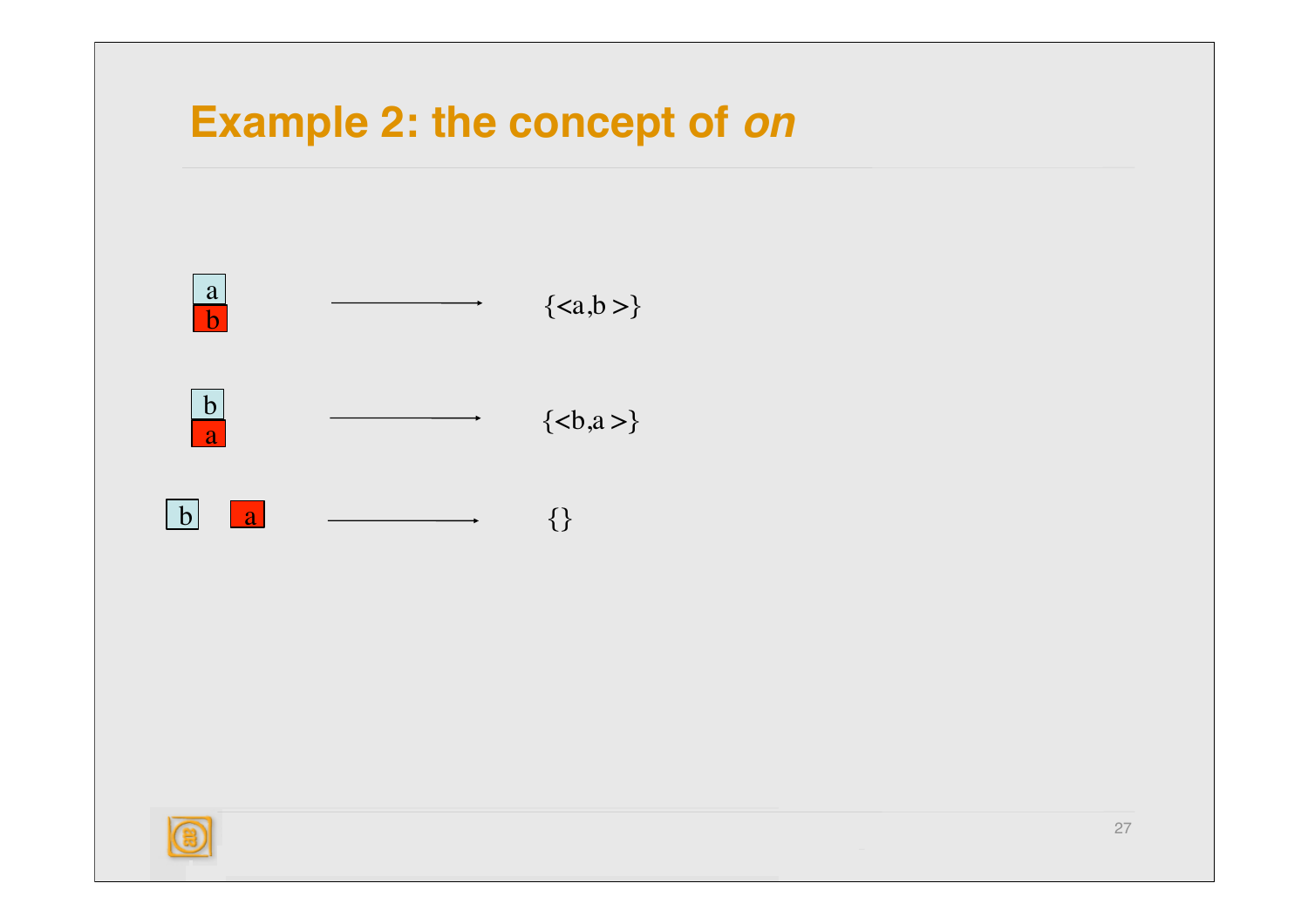# Example 2: the concept of *on*

| Configuration | | Extension |
|---|---|---|
| a on b | ⟶ | {<a,b >} |
| b on a | ⟶ | {<b,a >} |
| b a (side by side) | ⟶ | {} |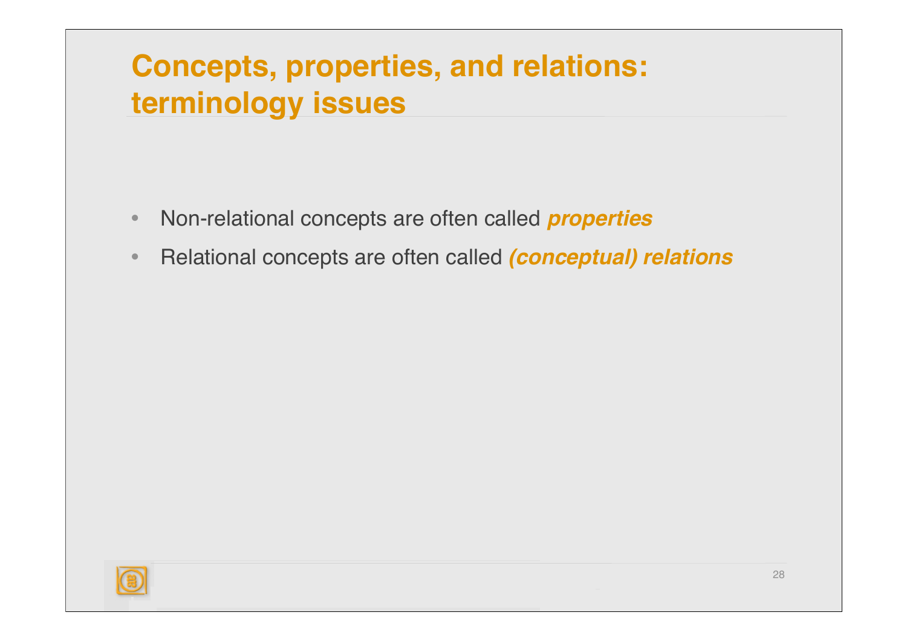# Concepts, properties, and relations: terminology issues

- Non-relational concepts are often called ***properties***
- Relational concepts are often called ***(conceptual) relations***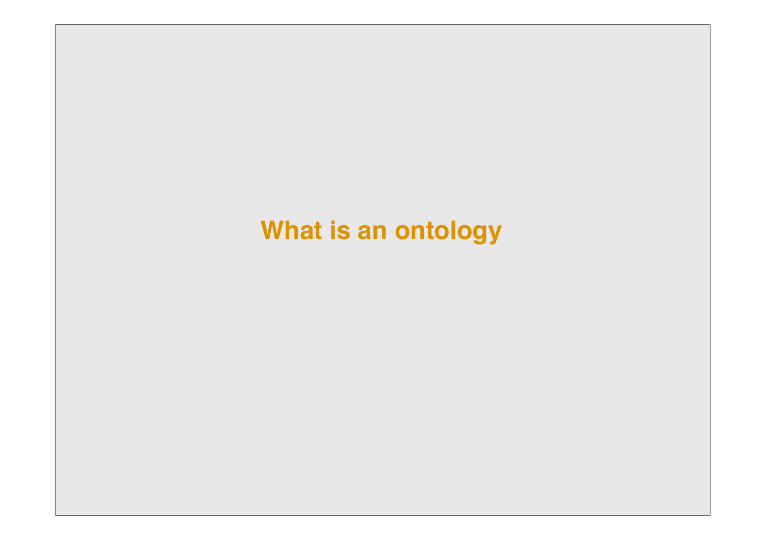# What is an ontology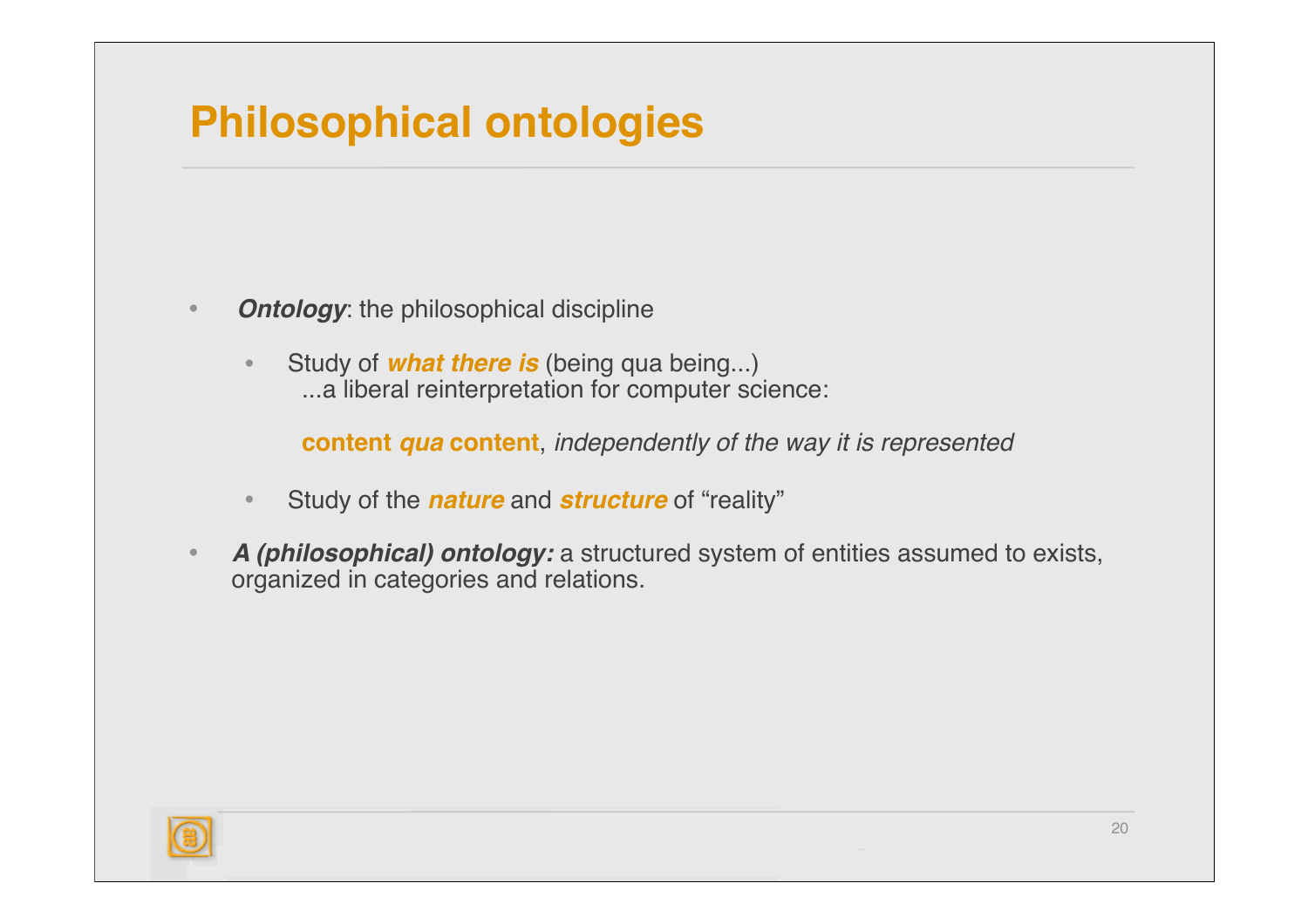# Philosophical ontologies

- ***Ontology***: the philosophical discipline
  - Study of ***what there is*** (being qua being...)
    ...a liberal reinterpretation for computer science:

    **content *qua* content**, *independently of the way it is represented*

  - Study of the ***nature*** and ***structure*** of “reality”

- ***A (philosophical) ontology:*** a structured system of entities assumed to exists, organized in categories and relations.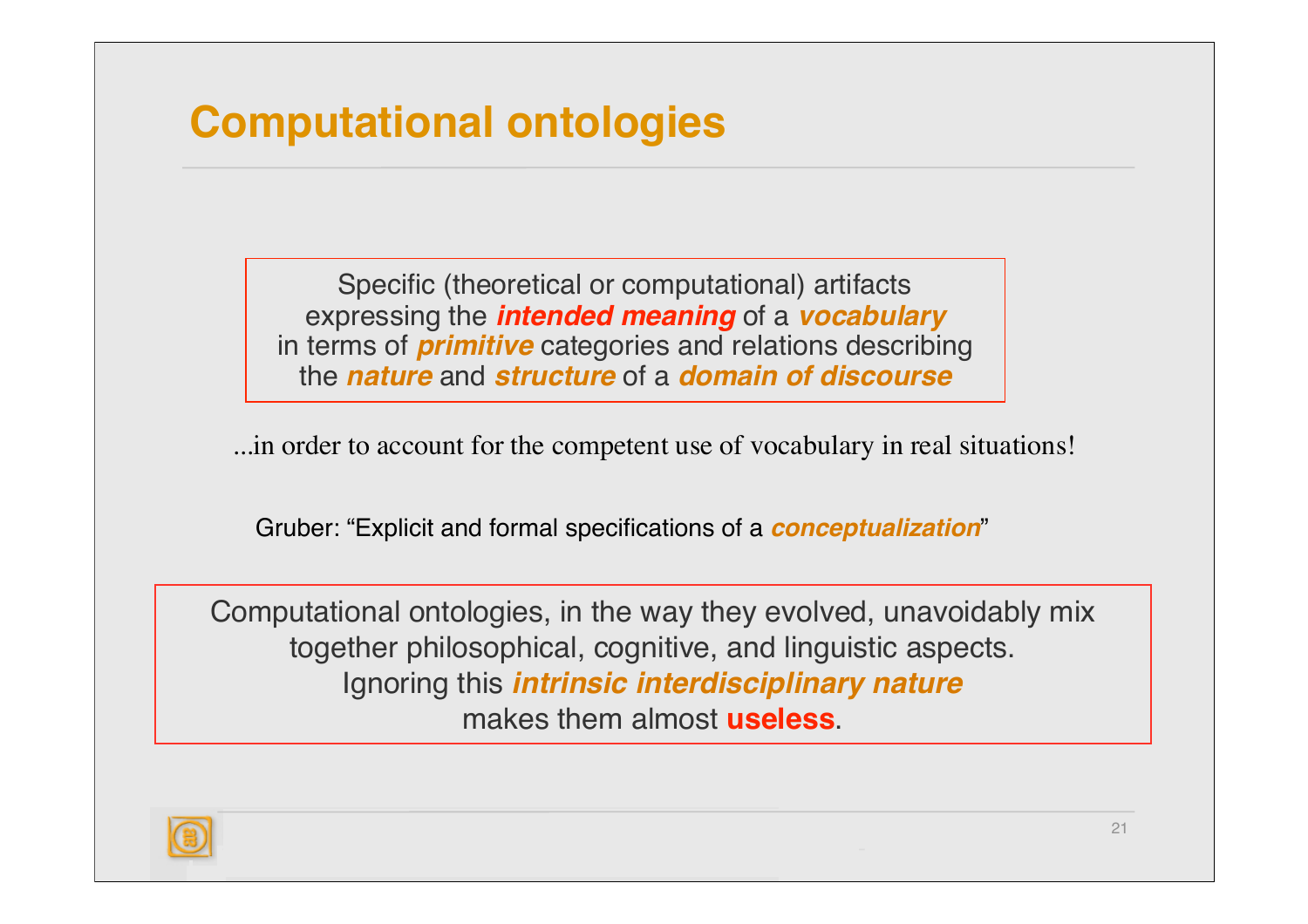# Computational ontologies

Specific (theoretical or computational) artifacts expressing the ***intended meaning*** of a ***vocabulary*** in terms of ***primitive*** categories and relations describing the ***nature*** and ***structure*** of a ***domain of discourse***

...in order to account for the competent use of vocabulary in real situations!

Gruber: "Explicit and formal specifications of a ***conceptualization***"

Computational ontologies, in the way they evolved, unavoidably mix together philosophical, cognitive, and linguistic aspects. Ignoring this ***intrinsic interdisciplinary nature*** makes them almost **useless**.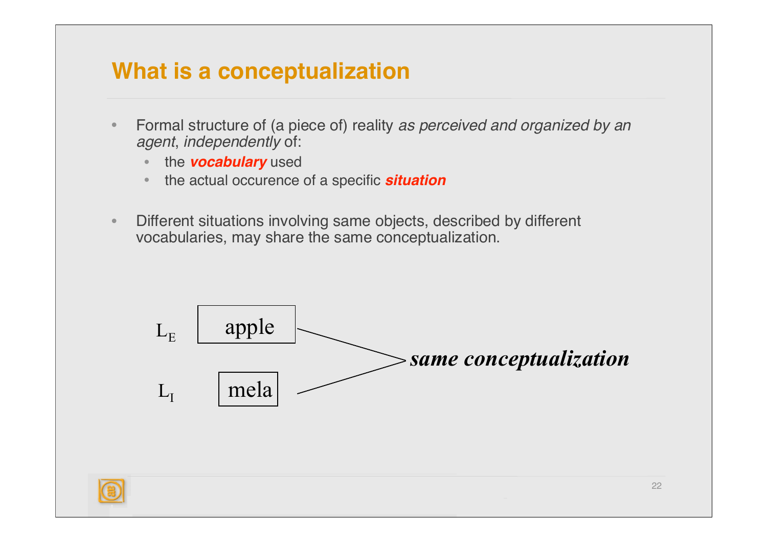# What is a conceptualization

- Formal structure of (a piece of) reality *as perceived and organized by an agent*, *independently* of:
  - the ***vocabulary*** used
  - the actual occurence of a specific ***situation***

- Different situations involving same objects, described by different vocabularies, may share the same conceptualization.

$L_E$ apple

$L_I$ mela

***same conceptualization***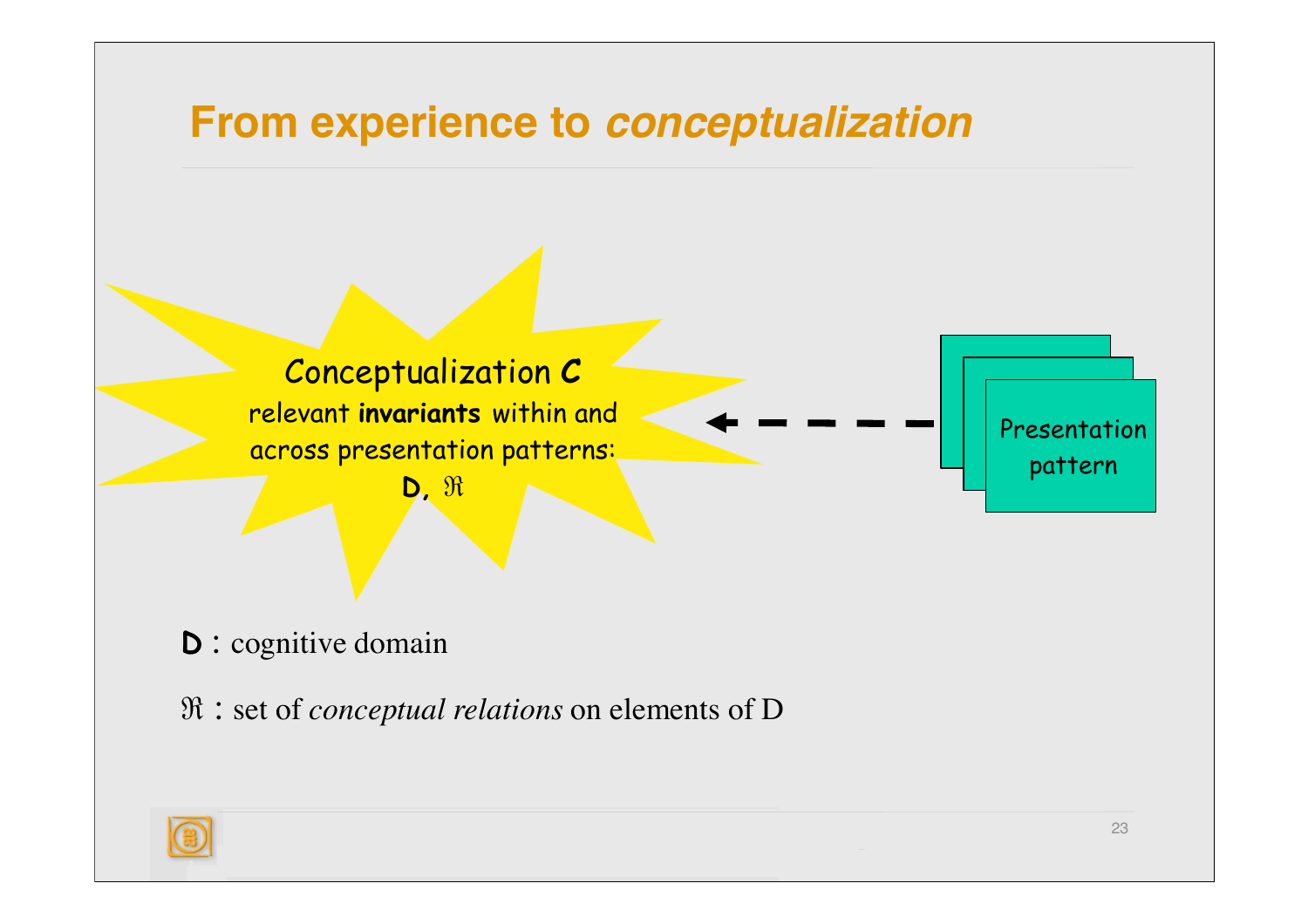# From experience to *conceptualization*

Conceptualization **C**

relevant **invariants** within and across presentation patterns:

**D**, $\mathfrak{R}$

Presentation pattern

**D** : cognitive domain

$\mathfrak{R}$ : set of *conceptual relations* on elements of D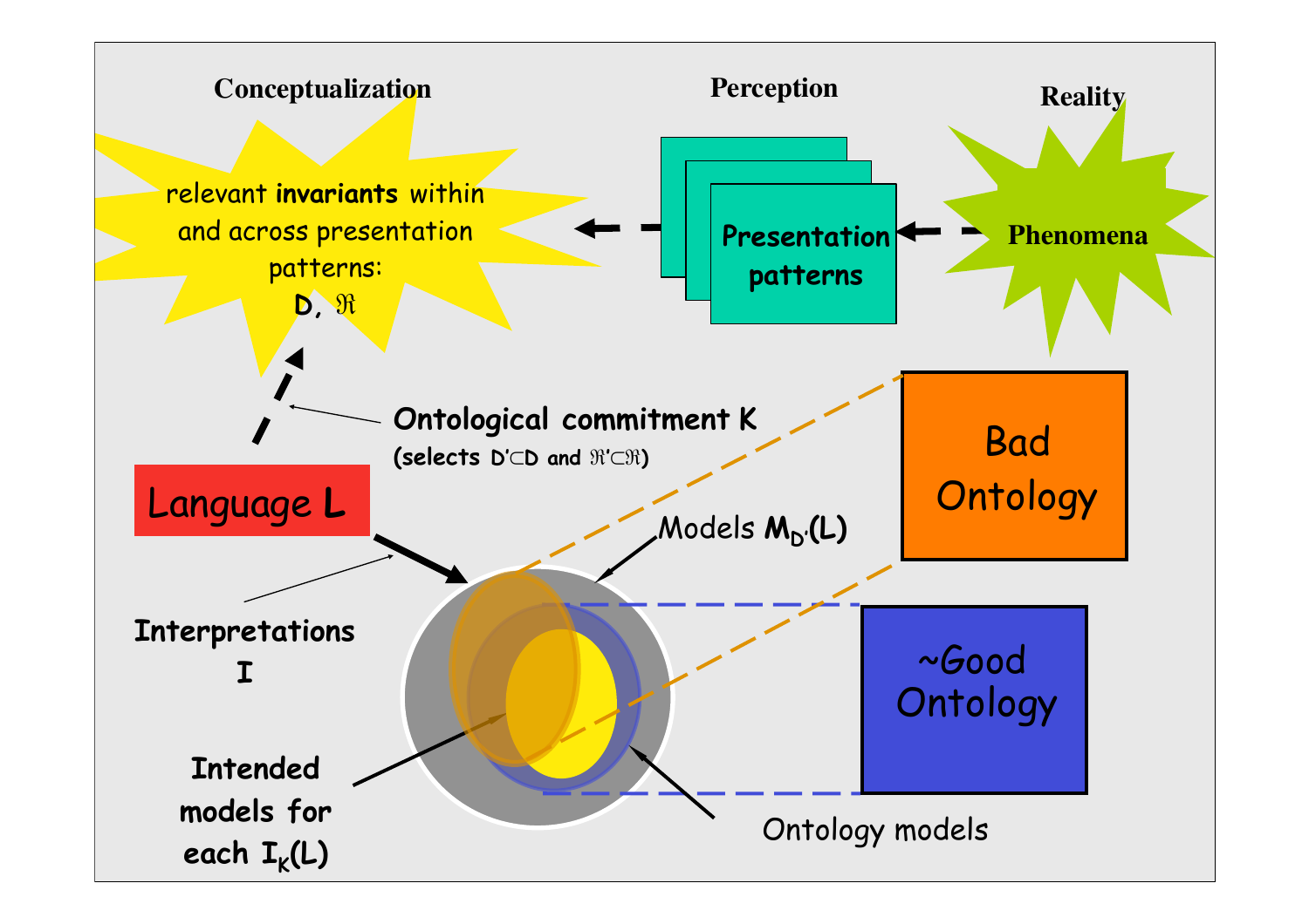Conceptualization

Perception

Reality

relevant **invariants** within and across presentation patterns: **D**, $\Re$

Presentation patterns

Phenomena

**Ontological commitment K** (selects $D' \subset D$ and $\Re' \subset \Re$)

Language **L**

Bad Ontology

Models $M_{D'}(L)$

Interpretations **I**

~Good Ontology

**Intended models for each $I_K(L)$**

Ontology models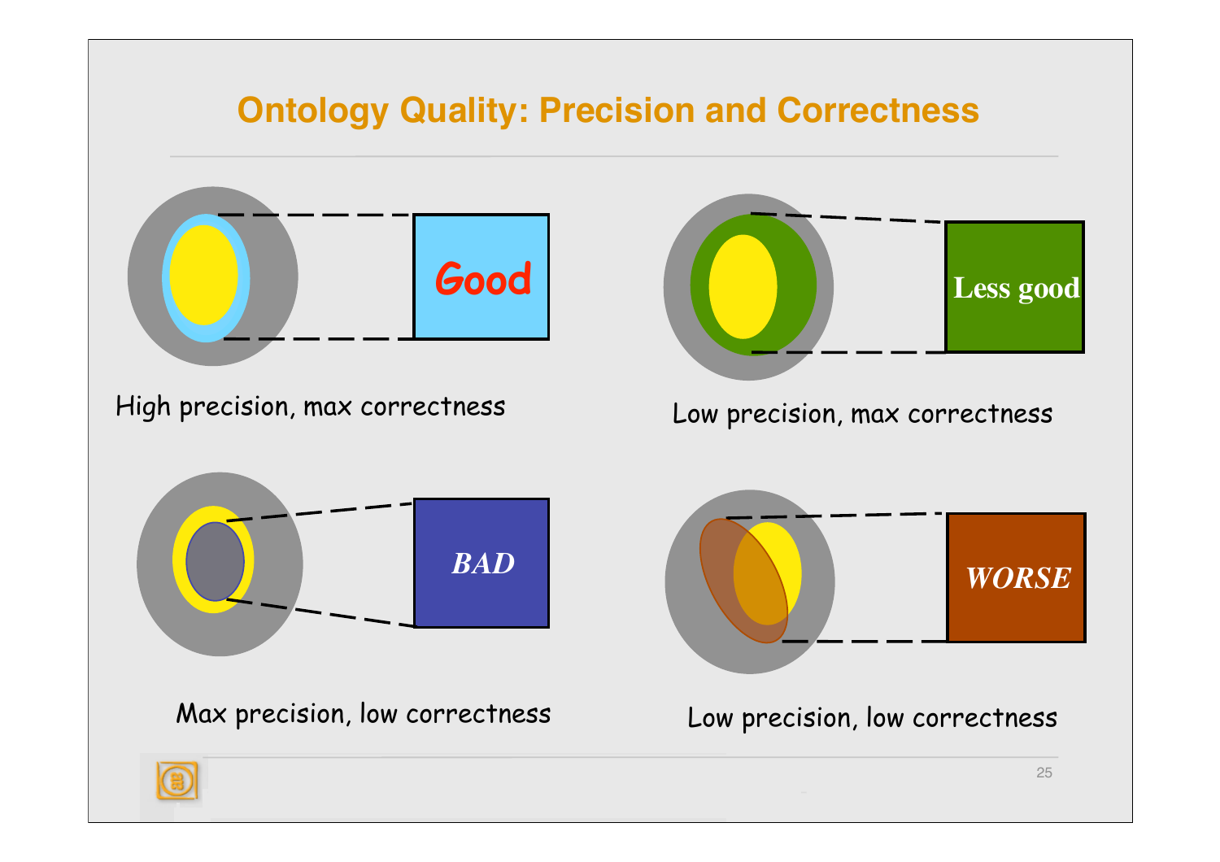# Ontology Quality: Precision and Correctness

Good

High precision, max correctness

Less good

Low precision, max correctness

*BAD*

Max precision, low correctness

*WORSE*

Low precision, low correctness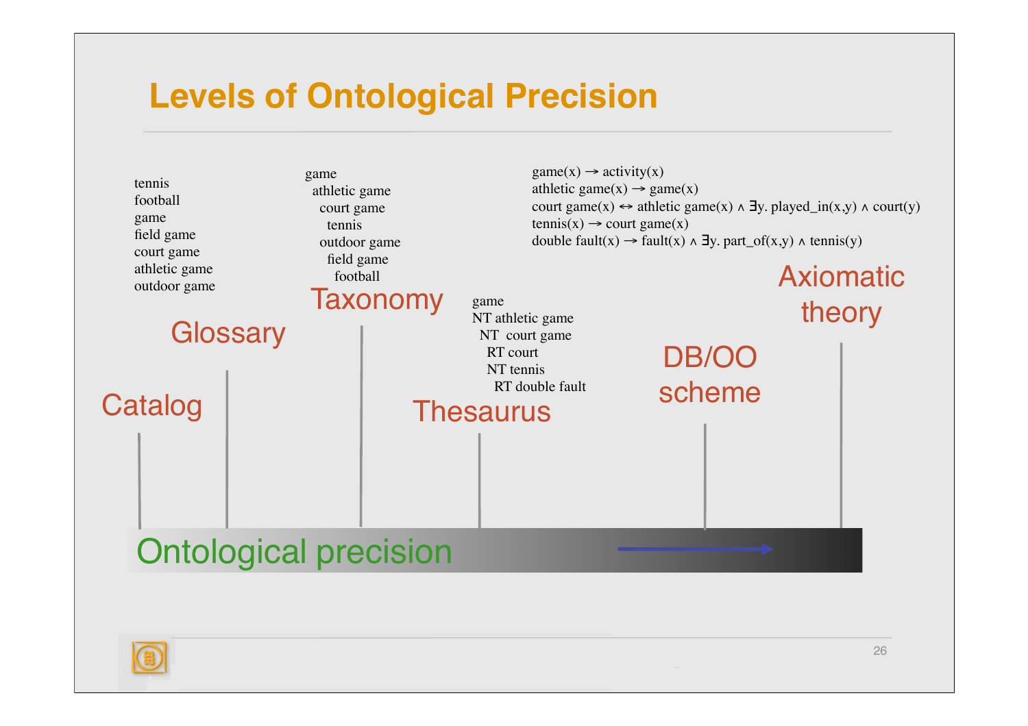# Levels of Ontological Precision

**Catalog**

tennis
football
game
field game
court game
athletic game
outdoor game

**Glossary**

**Taxonomy**

```
game
  athletic game
    court game
      tennis
    outdoor game
      field game
        football
```

**Thesaurus**

```
game
NT athletic game
  NT court game
    RT court
    NT tennis
      RT double fault
```

**DB/OO scheme**

**Axiomatic theory**

$game(x) \rightarrow activity(x)$
$athletic\ game(x) \rightarrow game(x)$
$court\ game(x) \leftrightarrow athletic\ game(x) \land \exists y.\ played\_in(x,y) \land court(y)$
$tennis(x) \rightarrow court\ game(x)$
$double\ fault(x) \rightarrow fault(x) \land \exists y.\ part\_of(x,y) \land tennis(y)$

Ontological precision →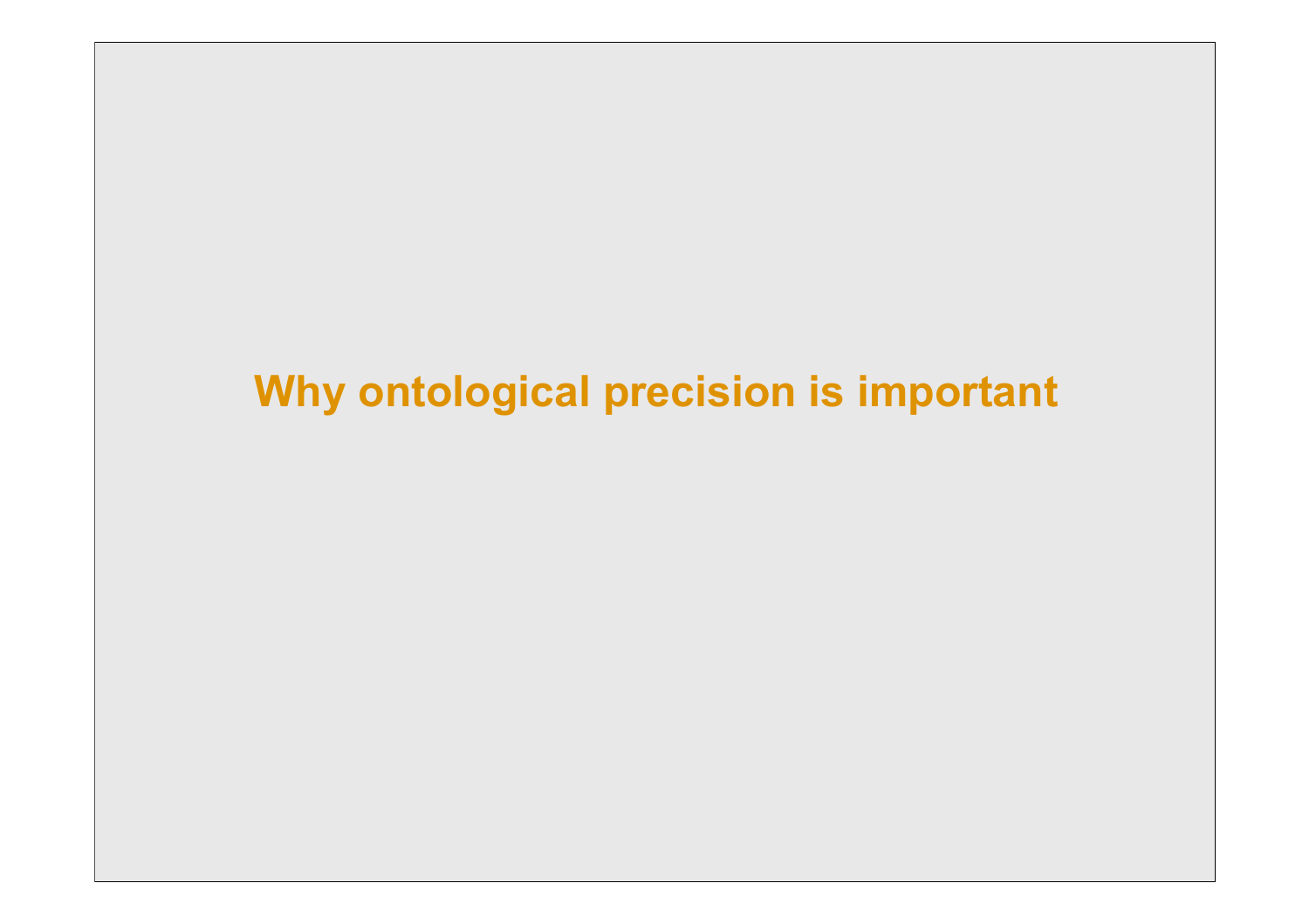# Why ontological precision is important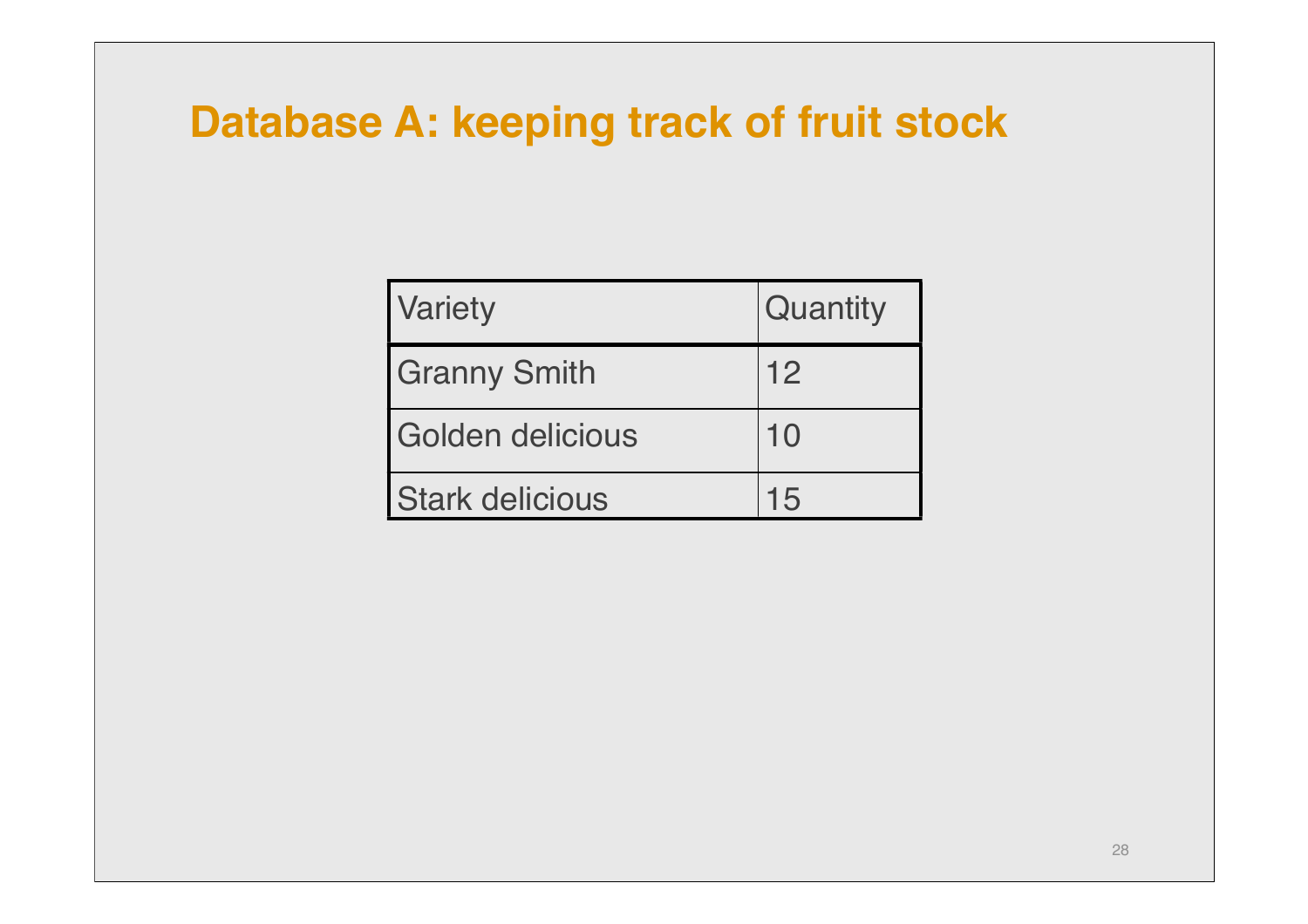# Database A: keeping track of fruit stock

| Variety | Quantity |
| --- | --- |
| Granny Smith | 12 |
| Golden delicious | 10 |
| Stark delicious | 15 |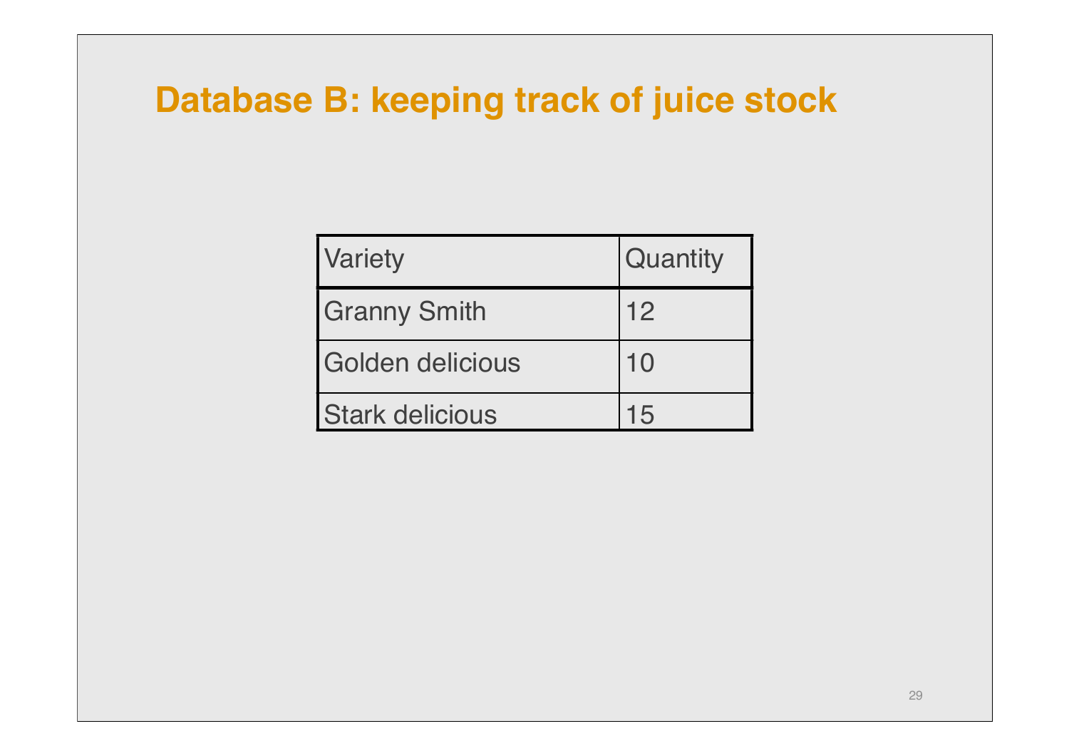# Database B: keeping track of juice stock

| Variety | Quantity |
|---|---|
| Granny Smith | 12 |
| Golden delicious | 10 |
| Stark delicious | 15 |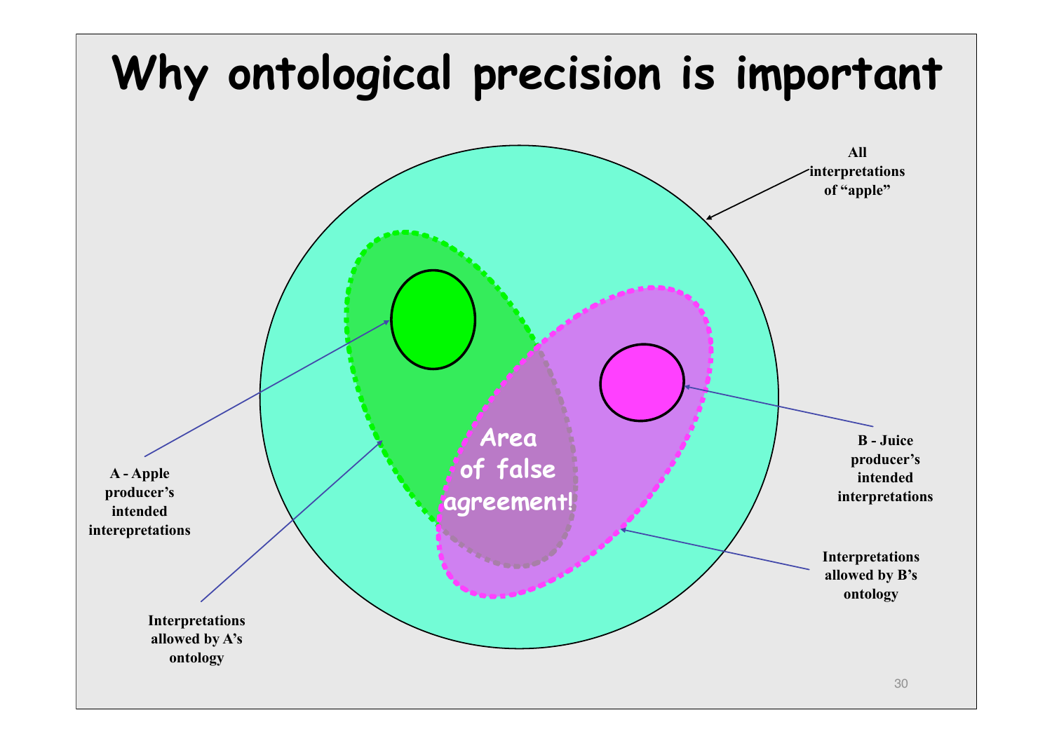# Why ontological precision is important

All interpretations of "apple"

A - Apple producer's intended interepretations

Interpretations allowed by A's ontology

Area of false agreement!

B - Juice producer's intended interpretations

Interpretations allowed by B's ontology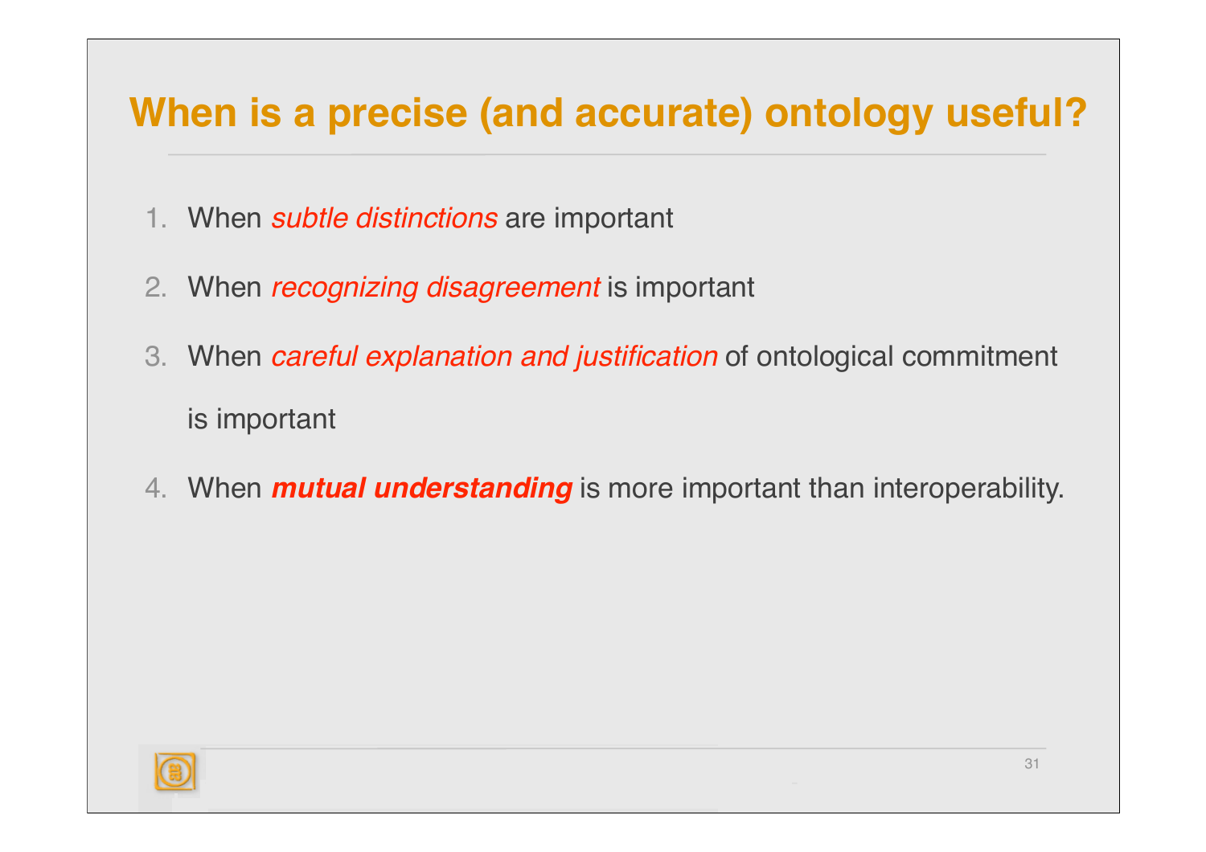# When is a precise (and accurate) ontology useful?

1. When *subtle distinctions* are important
2. When *recognizing disagreement* is important
3. When *careful explanation and justification* of ontological commitment is important
4. When ***mutual understanding*** is more important than interoperability.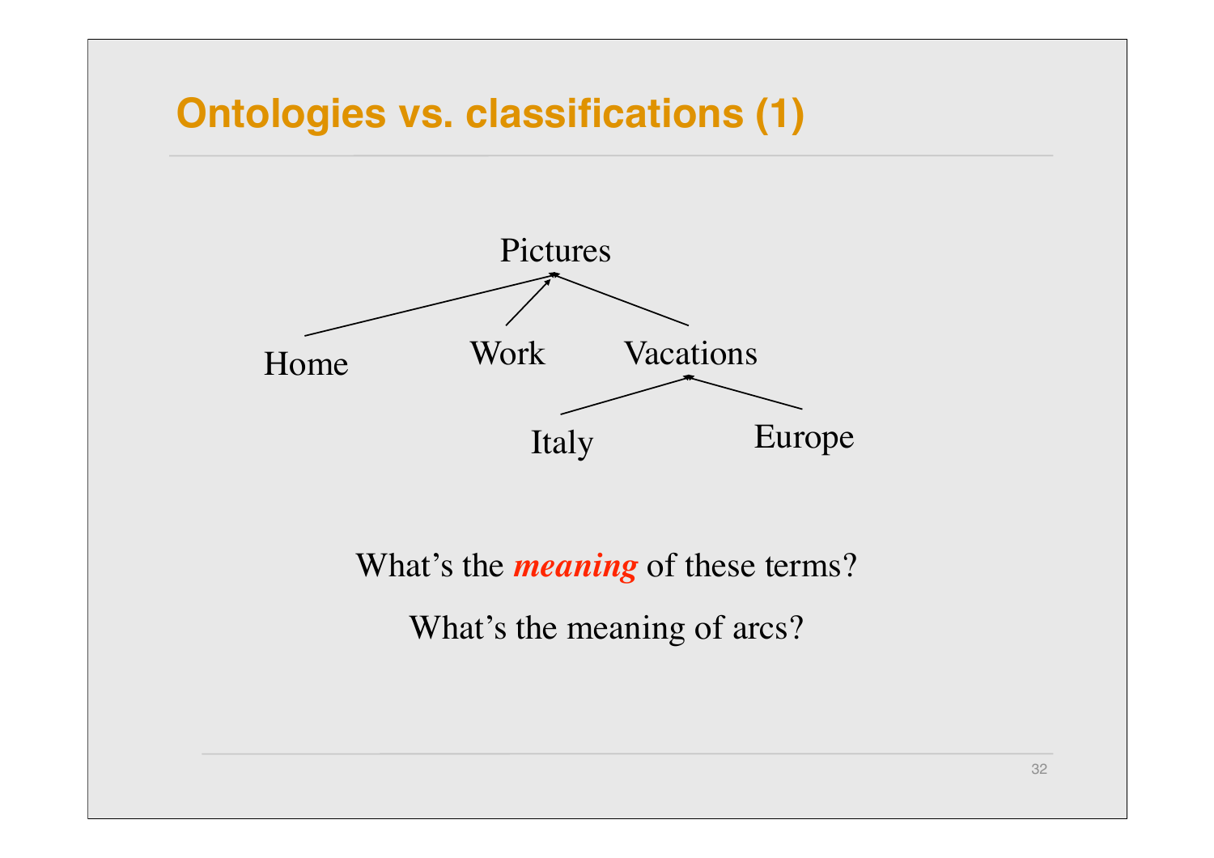# Ontologies vs. classifications (1)

Pictures

Home Work Vacations

Italy Europe

What's the ***meaning*** of these terms?

What's the meaning of arcs?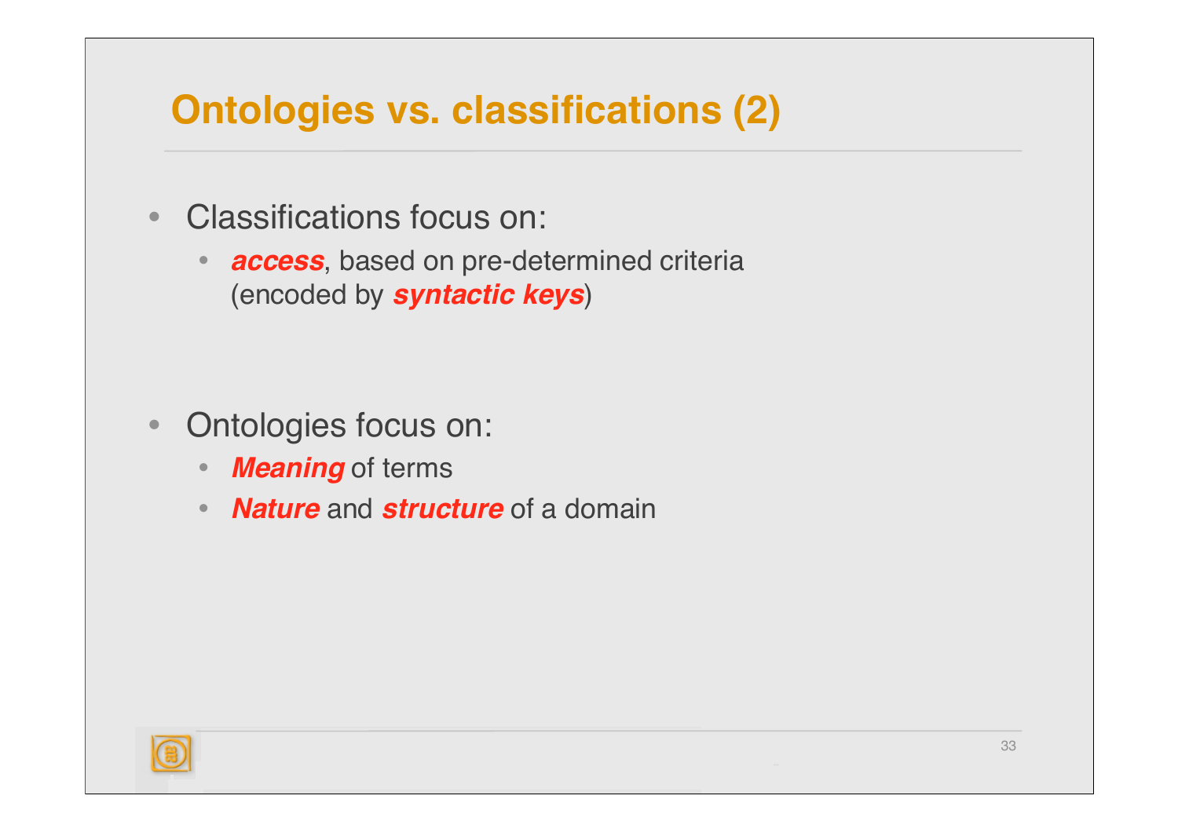# Ontologies vs. classifications (2)

- Classifications focus on:
  - ***access***, based on pre-determined criteria (encoded by ***syntactic keys***)

- Ontologies focus on:
  - ***Meaning*** of terms
  - ***Nature*** and ***structure*** of a domain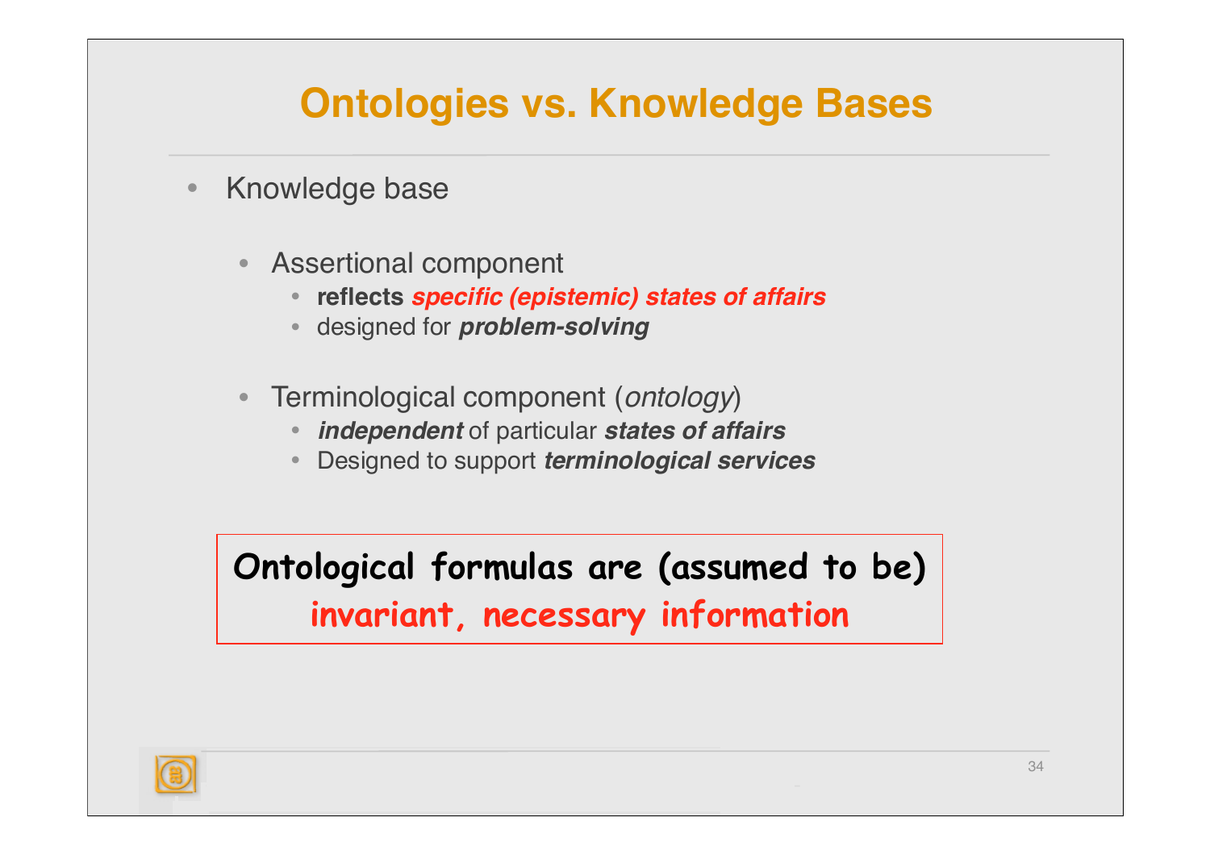# Ontologies vs. Knowledge Bases

- Knowledge base
  - Assertional component
    - **reflects *specific (epistemic) states of affairs***
    - designed for ***problem-solving***
  - Terminological component (*ontology*)
    - ***independent*** of particular ***states of affairs***
    - Designed to support ***terminological services***

**Ontological formulas are (assumed to be)**
**invariant, necessary information**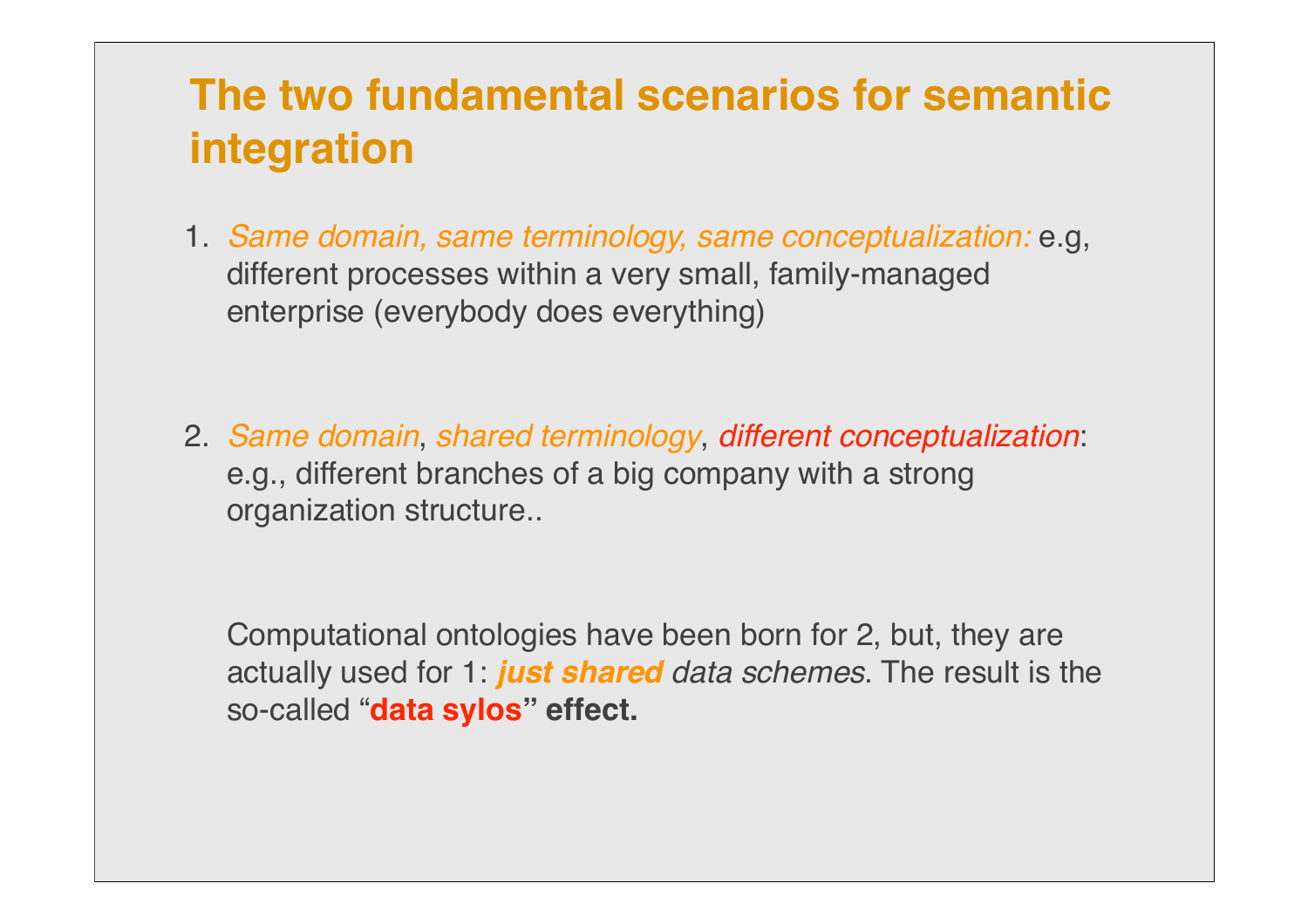# The two fundamental scenarios for semantic integration

1. *Same domain, same terminology, same conceptualization:* e.g, different processes within a very small, family-managed enterprise (everybody does everything)

2. *Same domain*, *shared terminology*, *different conceptualization*: e.g., different branches of a big company with a strong organization structure..

Computational ontologies have been born for 2, but, they are actually used for 1: ***just shared*** *data schemes*. The result is the so-called "**data sylos" effect.**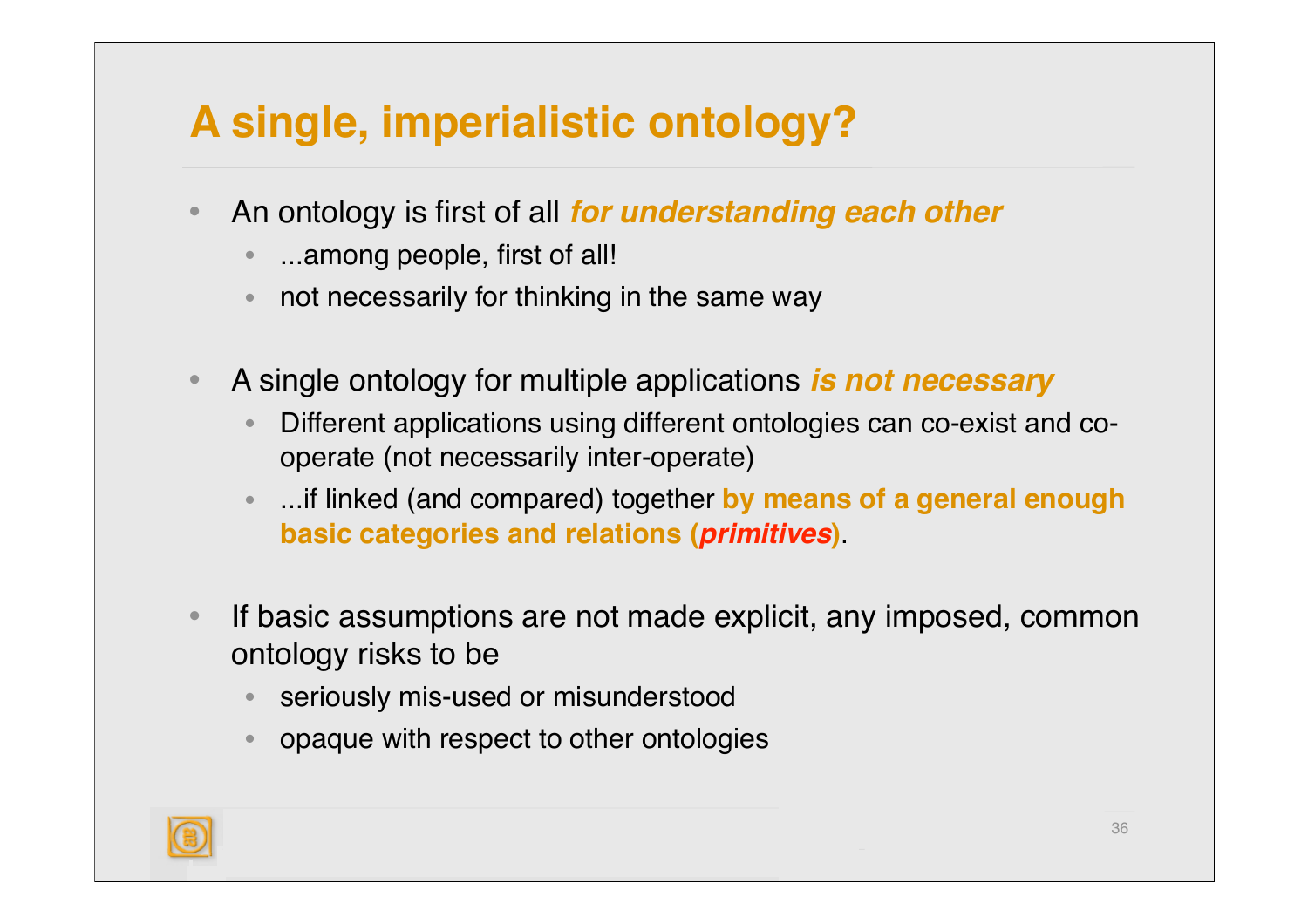# A single, imperialistic ontology?

- An ontology is first of all ***for understanding each other***
  - ...among people, first of all!
  - not necessarily for thinking in the same way
- A single ontology for multiple applications ***is not necessary***
  - Different applications using different ontologies can co-exist and co-operate (not necessarily inter-operate)
  - ...if linked (and compared) together **by means of a general enough basic categories and relations (*primitives*)**.
- If basic assumptions are not made explicit, any imposed, common ontology risks to be
  - seriously mis-used or misunderstood
  - opaque with respect to other ontologies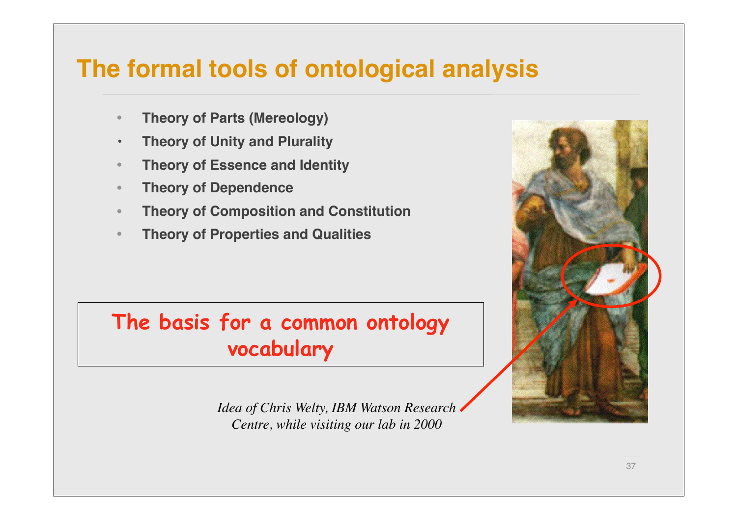# The formal tools of ontological analysis

- **Theory of Parts (Mereology)**
- **Theory of Unity and Plurality**
- **Theory of Essence and Identity**
- **Theory of Dependence**
- **Theory of Composition and Constitution**
- **Theory of Properties and Qualities**

**The basis for a common ontology vocabulary**

*Idea of Chris Welty, IBM Watson Research Centre, while visiting our lab in 2000*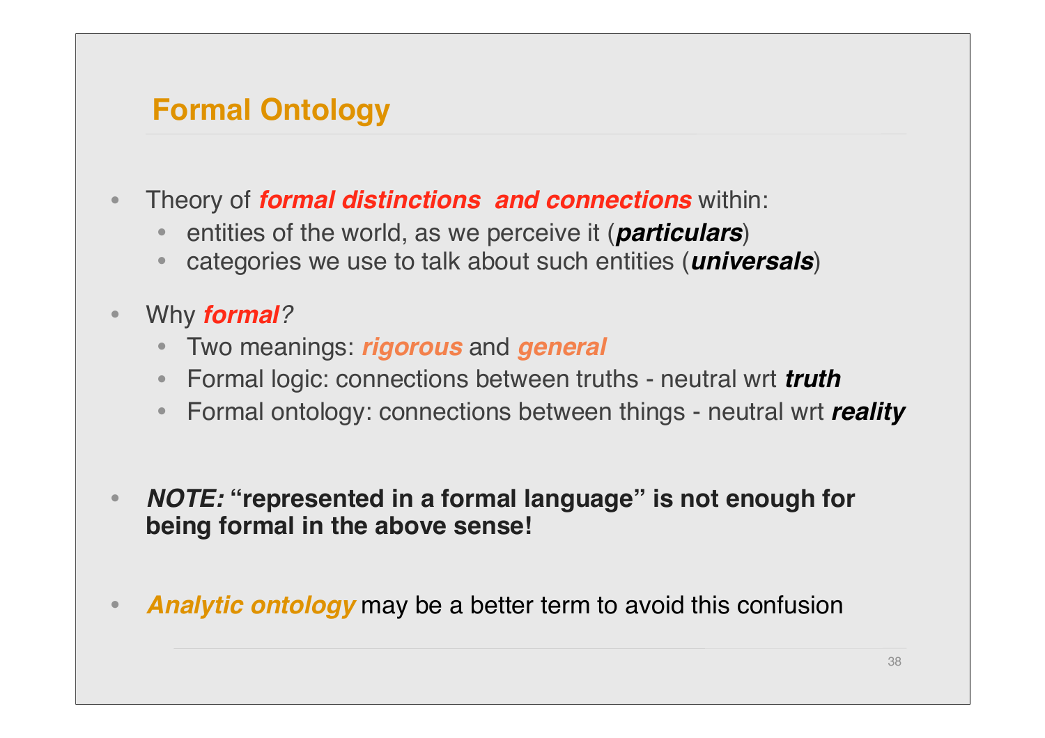## Formal Ontology

- Theory of ***formal distinctions and connections*** within:
  - entities of the world, as we perceive it (***particulars***)
  - categories we use to talk about such entities (***universals***)
- Why ***formal****?*
  - Two meanings: ***rigorous*** and ***general***
  - Formal logic: connections between truths - neutral wrt ***truth***
  - Formal ontology: connections between things - neutral wrt ***reality***
- ***NOTE:*** **"represented in a formal language" is not enough for being formal in the above sense!**
- ***Analytic ontology*** may be a better term to avoid this confusion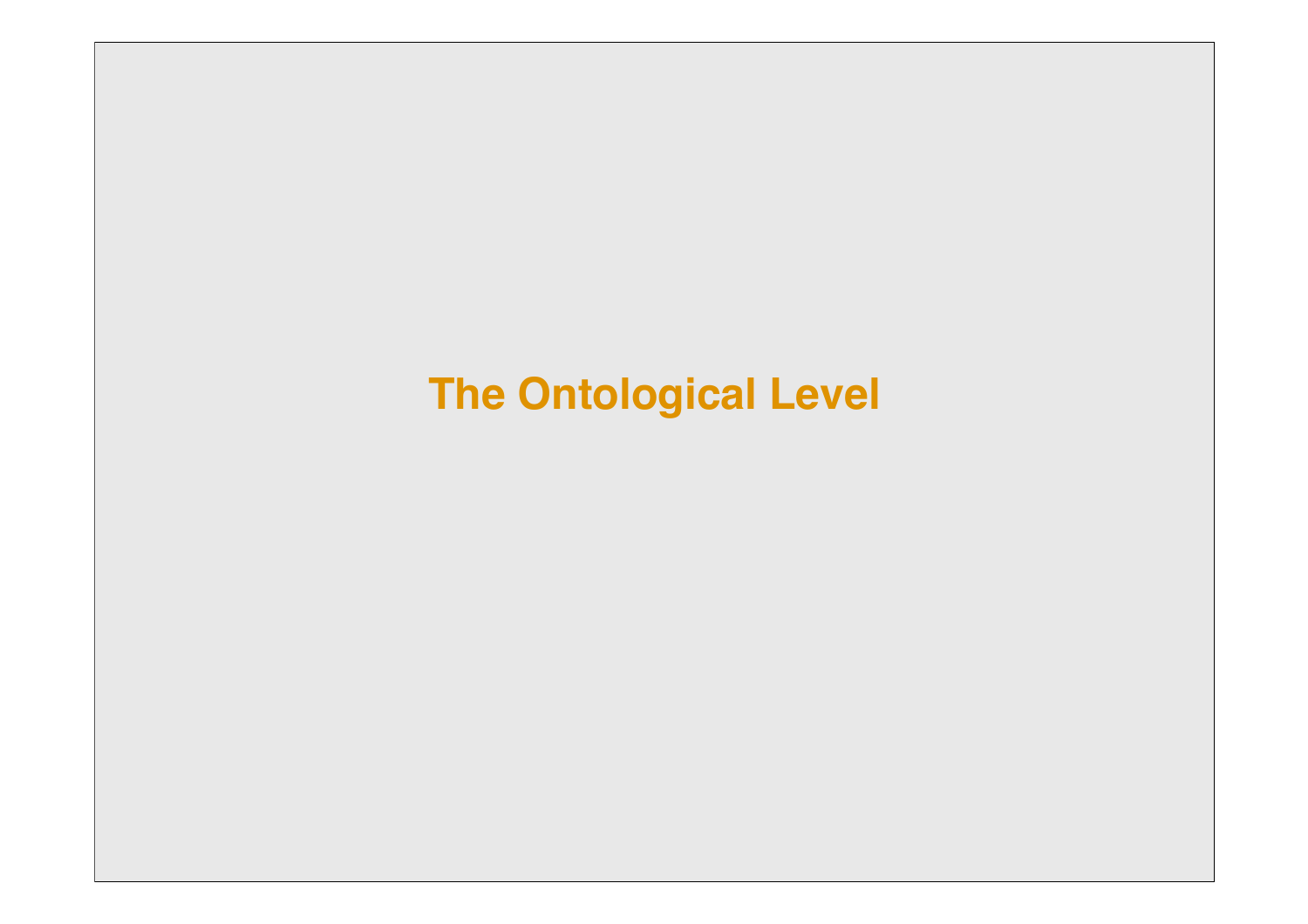# The Ontological Level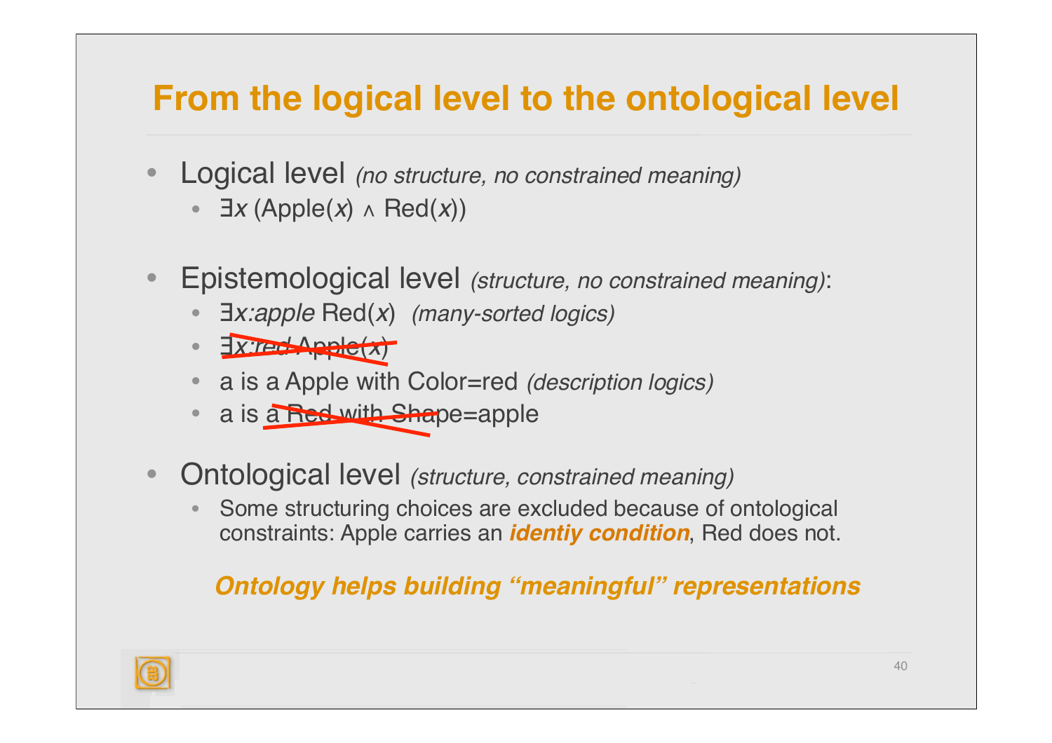# From the logical level to the ontological level

- Logical level *(no structure, no constrained meaning)*
  - $\exists x\,(\text{Apple}(x) \wedge \text{Red}(x))$

- Epistemological level *(structure, no constrained meaning)*:
  - $\exists x{:}apple\ \text{Red}(x)$ *(many-sorted logics)*
  - ~~$\exists x{:}red\ \text{Apple}(x)$~~
  - a is a Apple with Color=red *(description logics)*
  - ~~a is a Red with Shape=apple~~

- Ontological level *(structure, constrained meaning)*
  - Some structuring choices are excluded because of ontological constraints: Apple carries an ***identiy condition***, Red does not.

***Ontology helps building "meaningful" representations***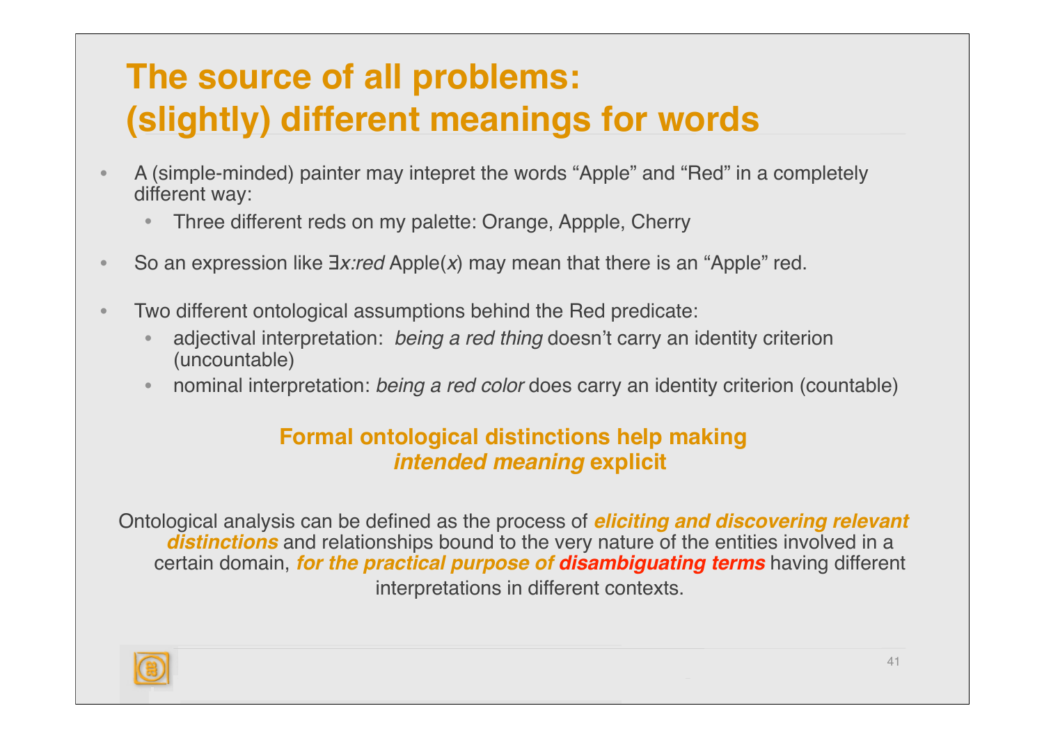# The source of all problems: (slightly) different meanings for words

- A (simple-minded) painter may intepret the words “Apple” and “Red” in a completely different way:
  - Three different reds on my palette: Orange, Appple, Cherry
- So an expression like $\exists x{:}red$ Apple($x$) may mean that there is an “Apple” red.
- Two different ontological assumptions behind the Red predicate:
  - adjectival interpretation: *being a red thing* doesn’t carry an identity criterion (uncountable)
  - nominal interpretation: *being a red color* does carry an identity criterion (countable)

**Formal ontological distinctions help making *intended meaning* explicit**

Ontological analysis can be defined as the process of ***eliciting and discovering relevant distinctions*** and relationships bound to the very nature of the entities involved in a certain domain, ***for the practical purpose of disambiguating terms*** having different interpretations in different contexts.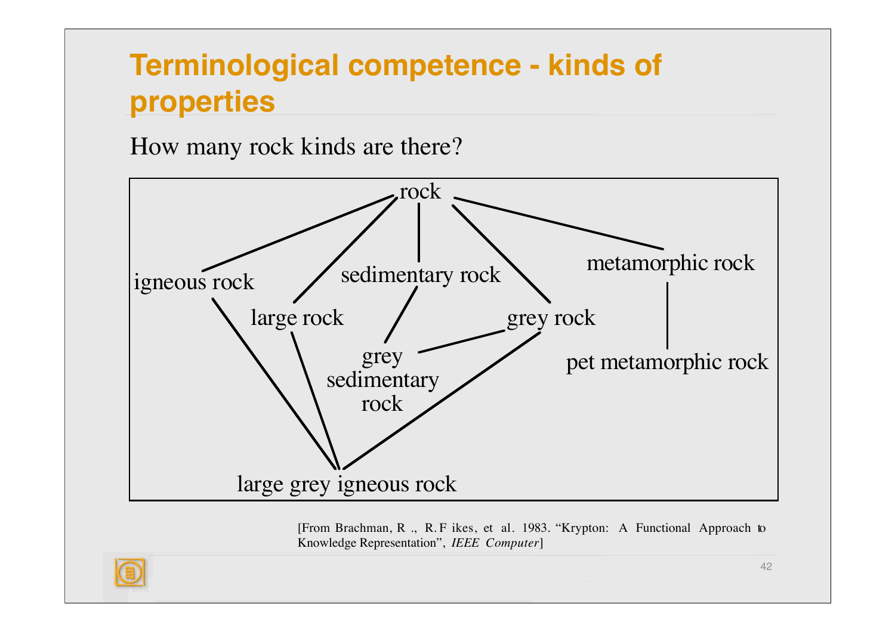# Terminological competence - kinds of properties

How many rock kinds are there?

rock

igneous rock

large rock

sedimentary rock

grey rock

metamorphic rock

grey sedimentary rock

pet metamorphic rock

large grey igneous rock

[From Brachman, R ., R.F ikes, et al. 1983. "Krypton: A Functional Approach to Knowledge Representation", *IEEE Computer*]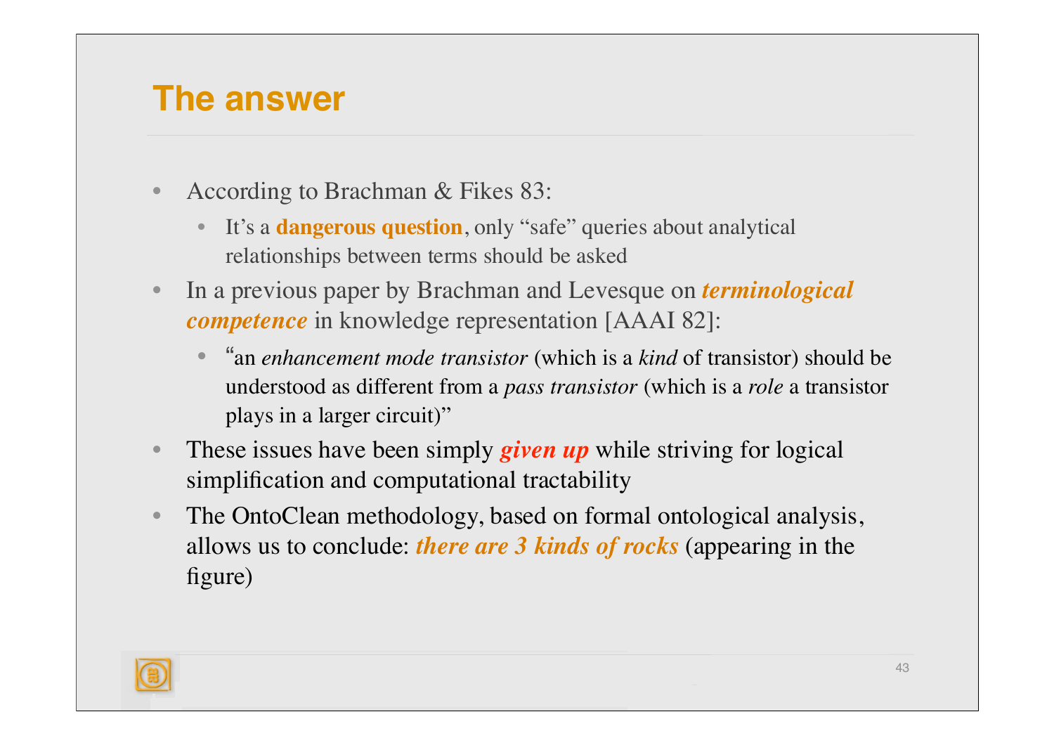# The answer

- According to Brachman & Fikes 83:
  - It's a **dangerous question**, only "safe" queries about analytical relationships between terms should be asked
- In a previous paper by Brachman and Levesque on ***terminological competence*** in knowledge representation [AAAI 82]:
  - "an *enhancement mode transistor* (which is a *kind* of transistor) should be understood as different from a *pass transistor* (which is a *role* a transistor plays in a larger circuit)"
- These issues have been simply ***given up*** while striving for logical simplification and computational tractability
- The OntoClean methodology, based on formal ontological analysis, allows us to conclude: ***there are 3 kinds of rocks*** (appearing in the figure)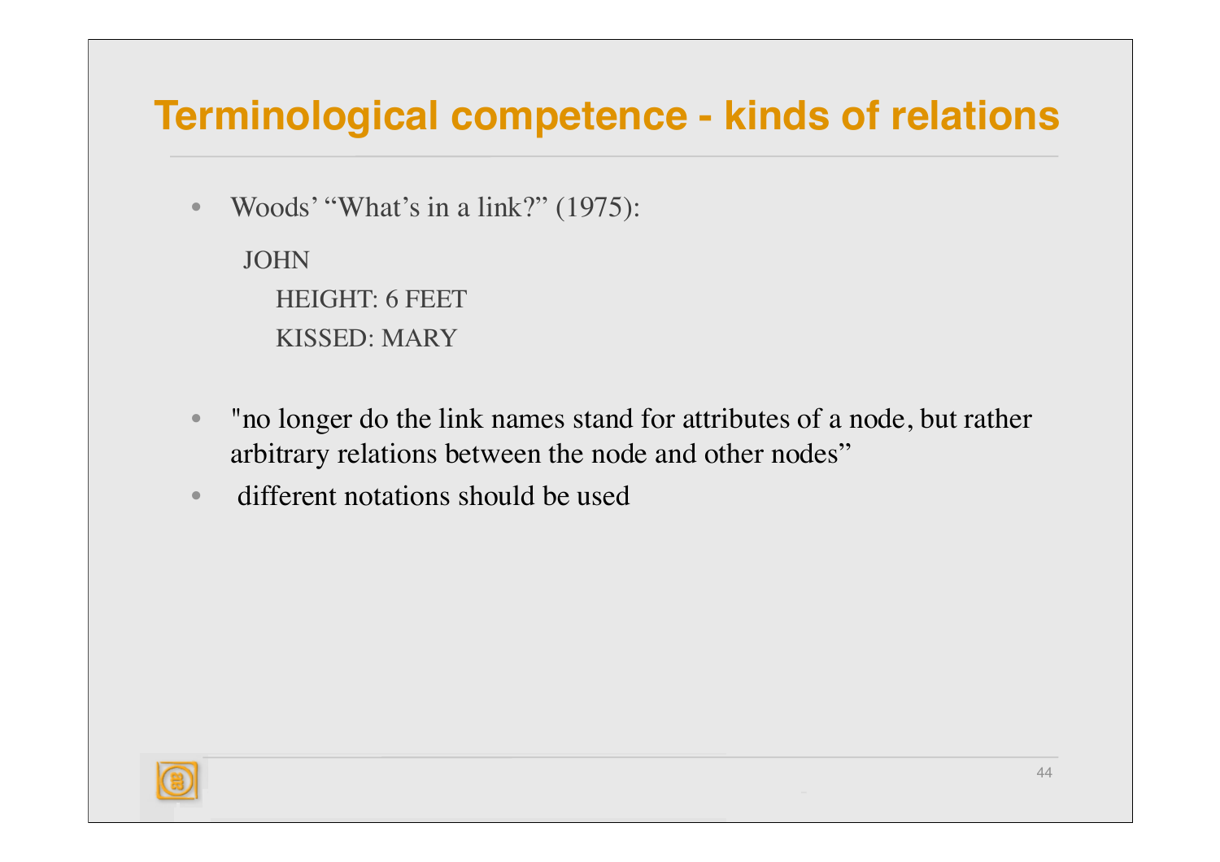# Terminological competence - kinds of relations

- Woods' "What's in a link?" (1975):

```
JOHN
    HEIGHT: 6 FEET
    KISSED: MARY
```

- "no longer do the link names stand for attributes of a node, but rather arbitrary relations between the node and other nodes"
- different notations should be used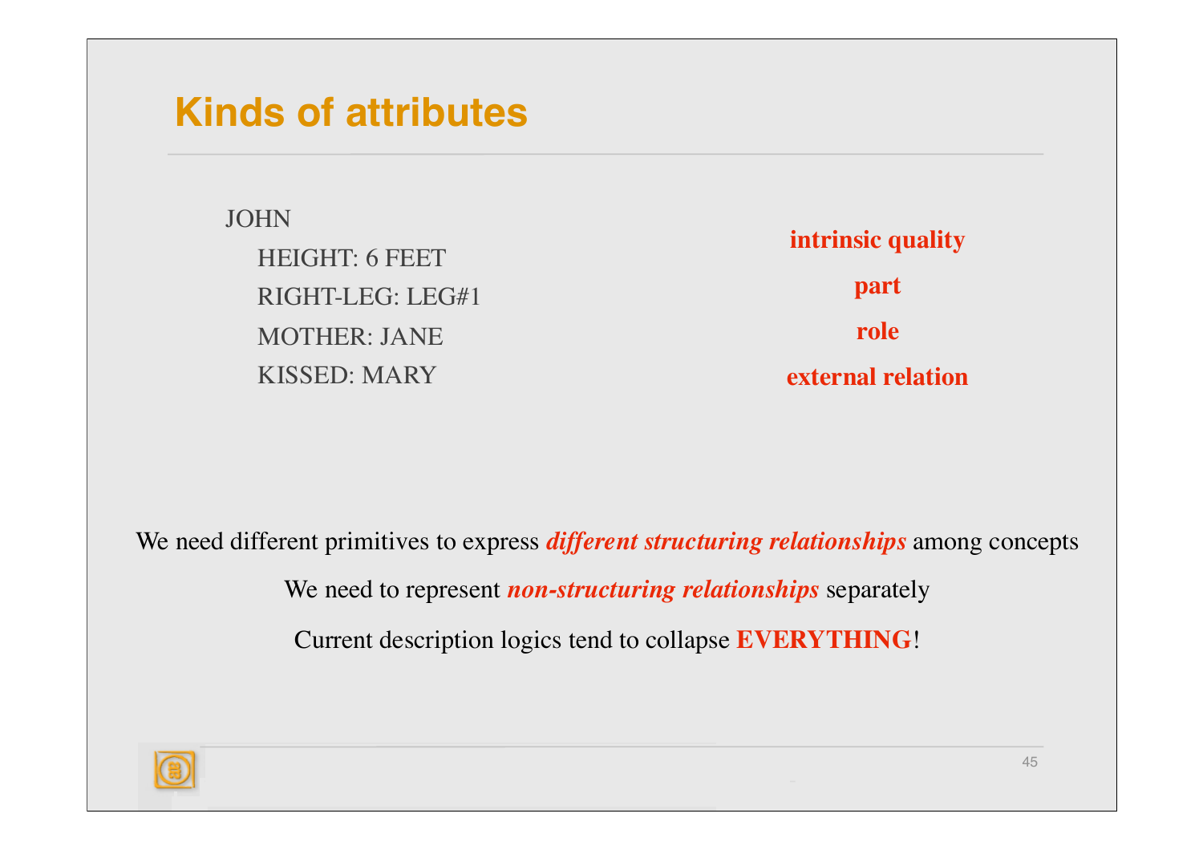## Kinds of attributes

| | |
|---|---|
| JOHN | |
| HEIGHT: 6 FEET | **intrinsic quality** |
| RIGHT-LEG: LEG#1 | **part** |
| MOTHER: JANE | **role** |
| KISSED: MARY | **external relation** |

We need different primitives to express ***different structuring relationships*** among concepts

We need to represent ***non-structuring relationships*** separately

Current description logics tend to collapse **EVERYTHING**!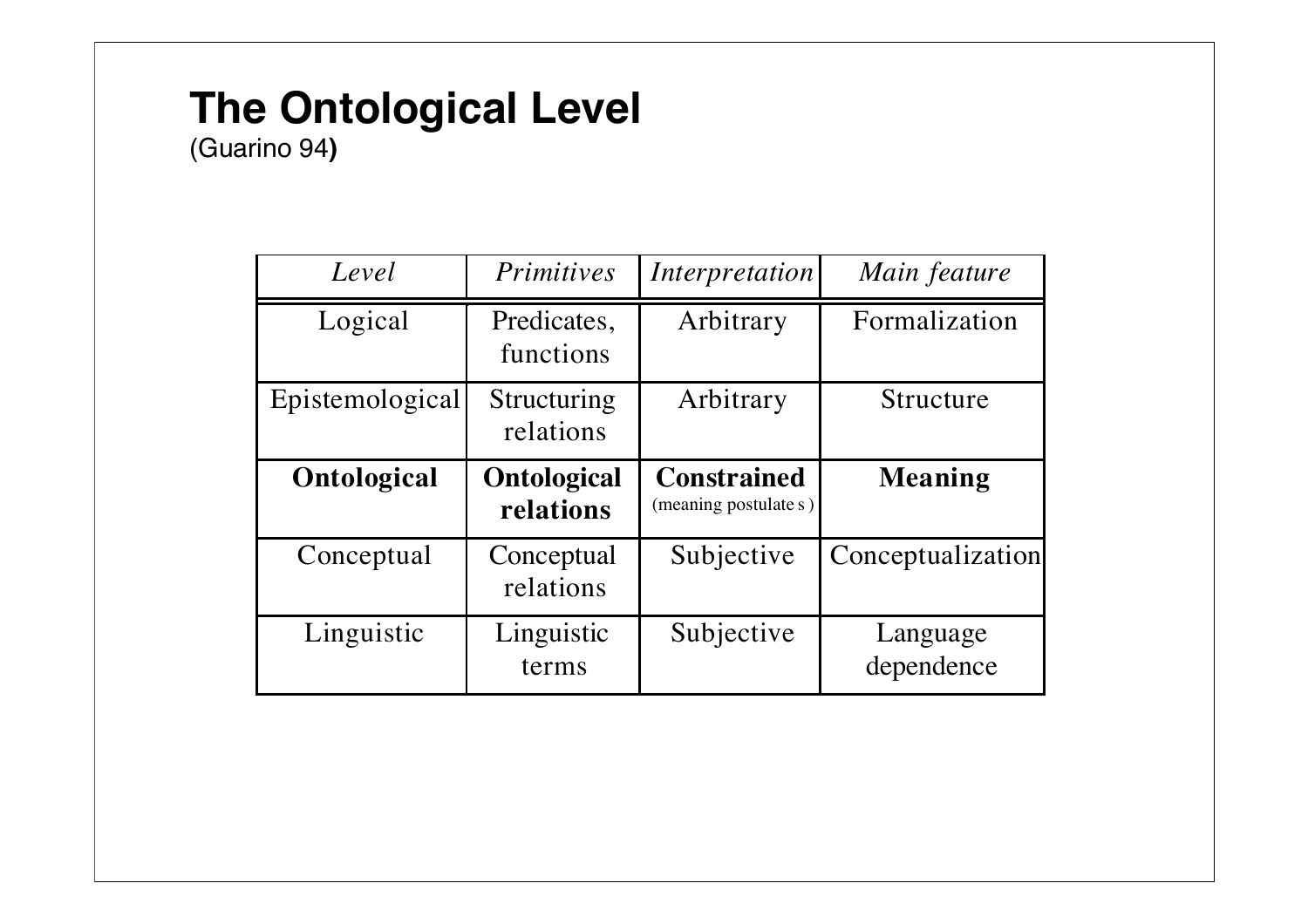# The Ontological Level

(Guarino 94)

| *Level* | *Primitives* | *Interpretation* | *Main feature* |
|---|---|---|---|
| Logical | Predicates, functions | Arbitrary | Formalization |
| Epistemological | Structuring relations | Arbitrary | Structure |
| **Ontological** | **Ontological relations** | **Constrained** (meaning postulates) | **Meaning** |
| Conceptual | Conceptual relations | Subjective | Conceptualization |
| Linguistic | Linguistic terms | Subjective | Language dependence |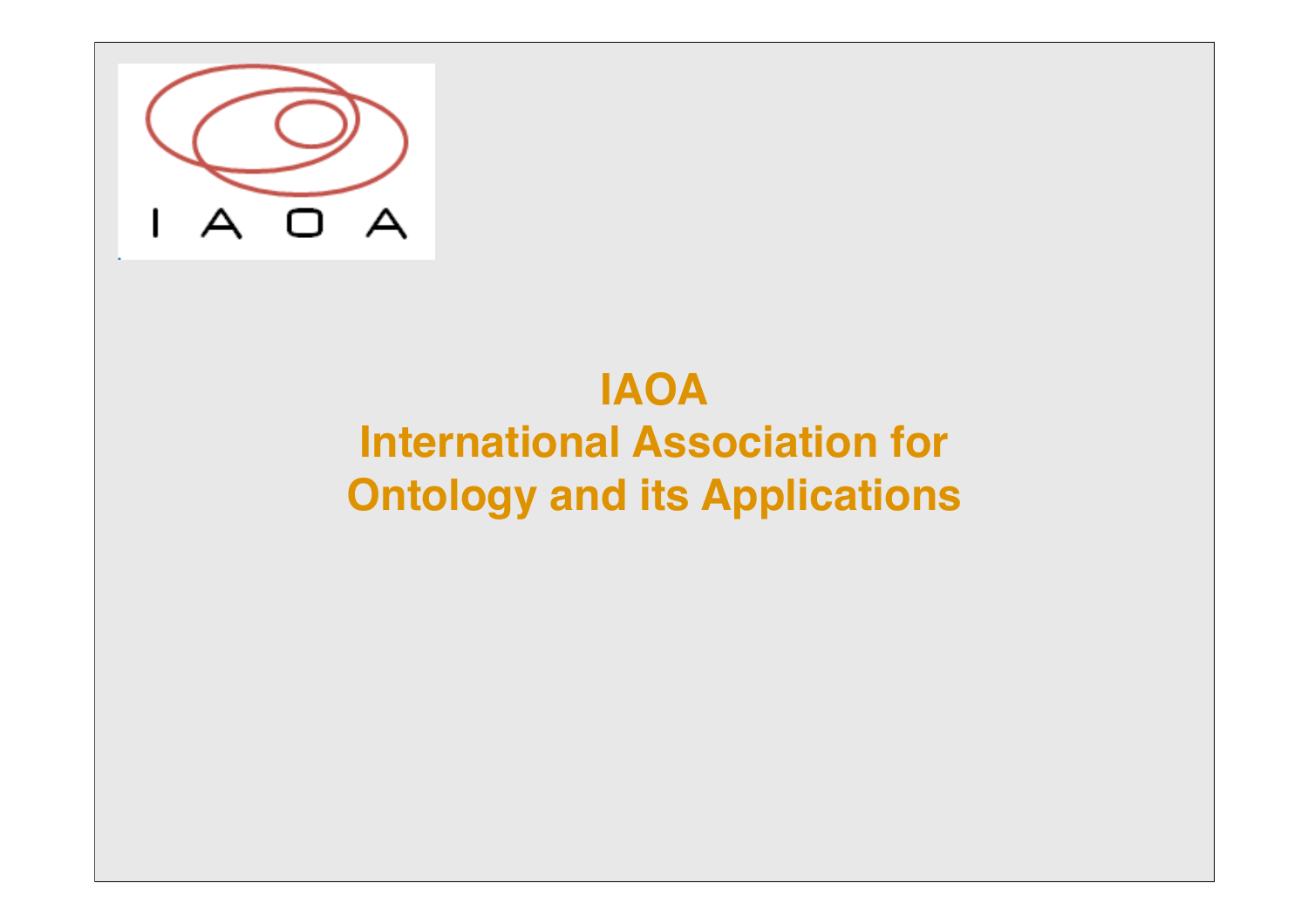**IAOA**
**International Association for**
**Ontology and its Applications**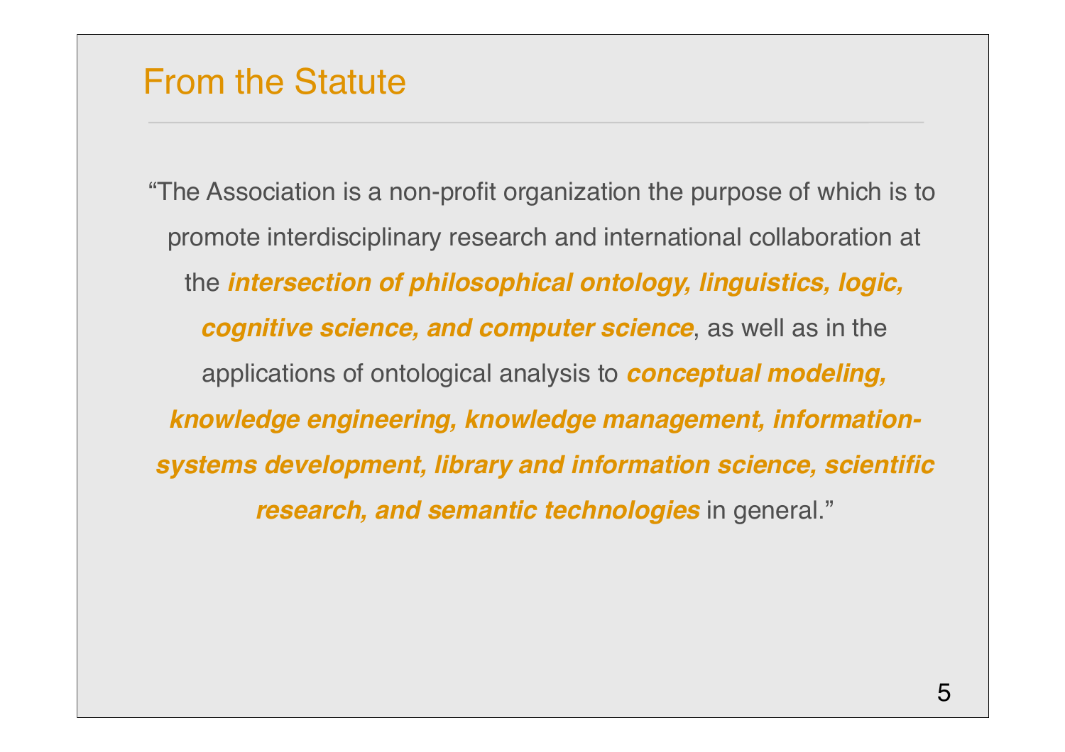## From the Statute

"The Association is a non-profit organization the purpose of which is to promote interdisciplinary research and international collaboration at the ***intersection of philosophical ontology, linguistics, logic, cognitive science, and computer science***, as well as in the applications of ontological analysis to ***conceptual modeling, knowledge engineering, knowledge management, information-systems development, library and information science, scientific research, and semantic technologies*** in general."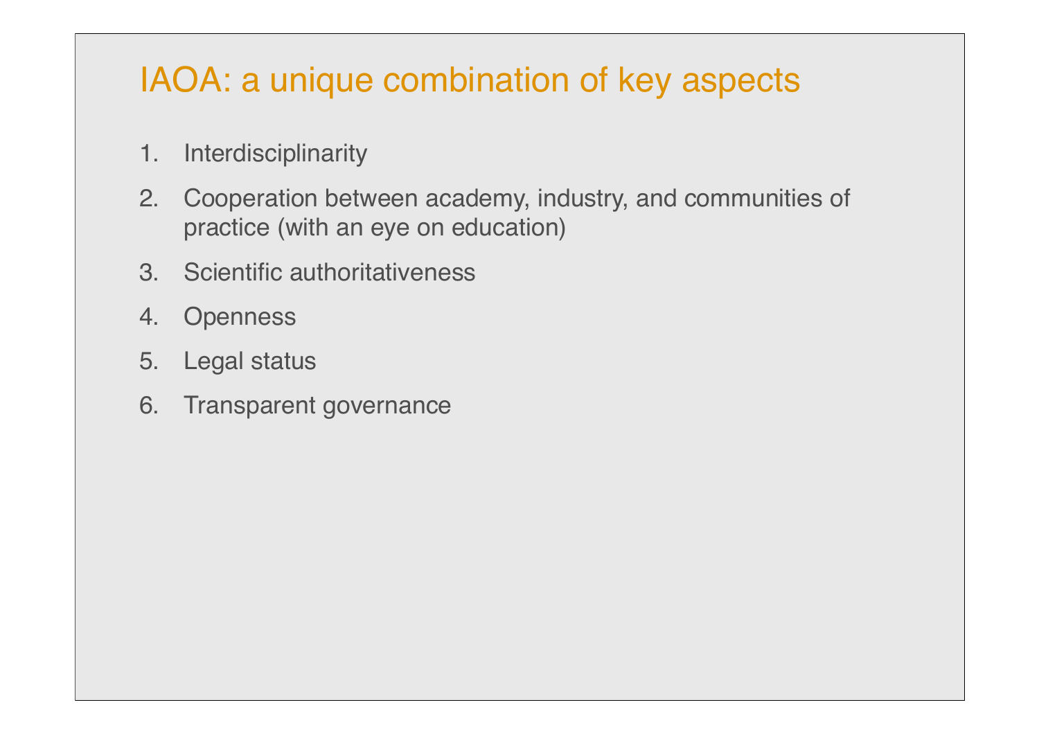# IAOA: a unique combination of key aspects

1. Interdisciplinarity
2. Cooperation between academy, industry, and communities of practice (with an eye on education)
3. Scientific authoritativeness
4. Openness
5. Legal status
6. Transparent governance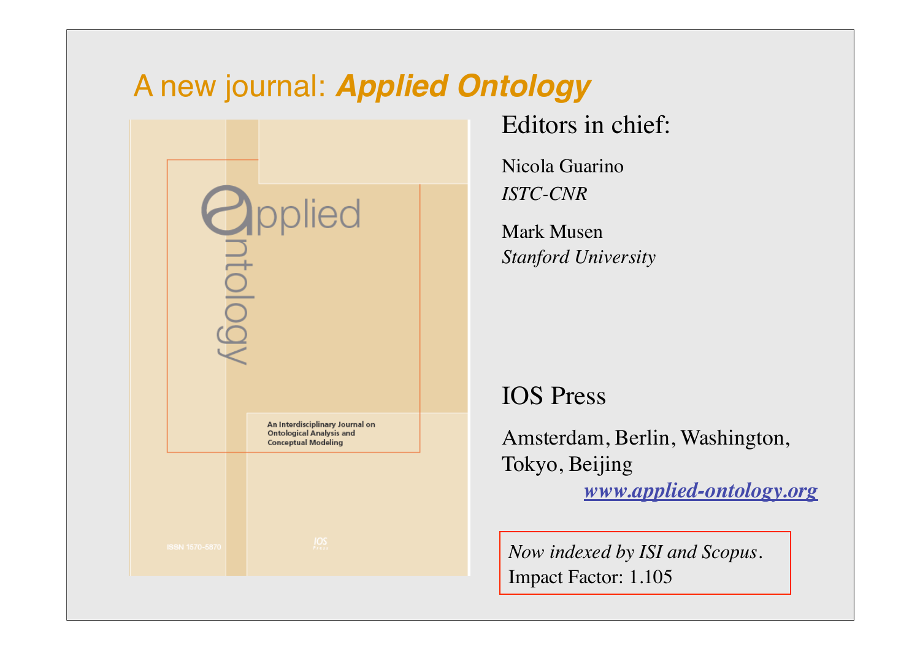# A new journal: ***Applied Ontology***

Editors in chief:

Nicola Guarino
*ISTC-CNR*

Mark Musen
*Stanford University*

IOS Press

Amsterdam, Berlin, Washington, Tokyo, Beijing

***www.applied-ontology.org***

*Now indexed by ISI and Scopus*.
Impact Factor: 1.105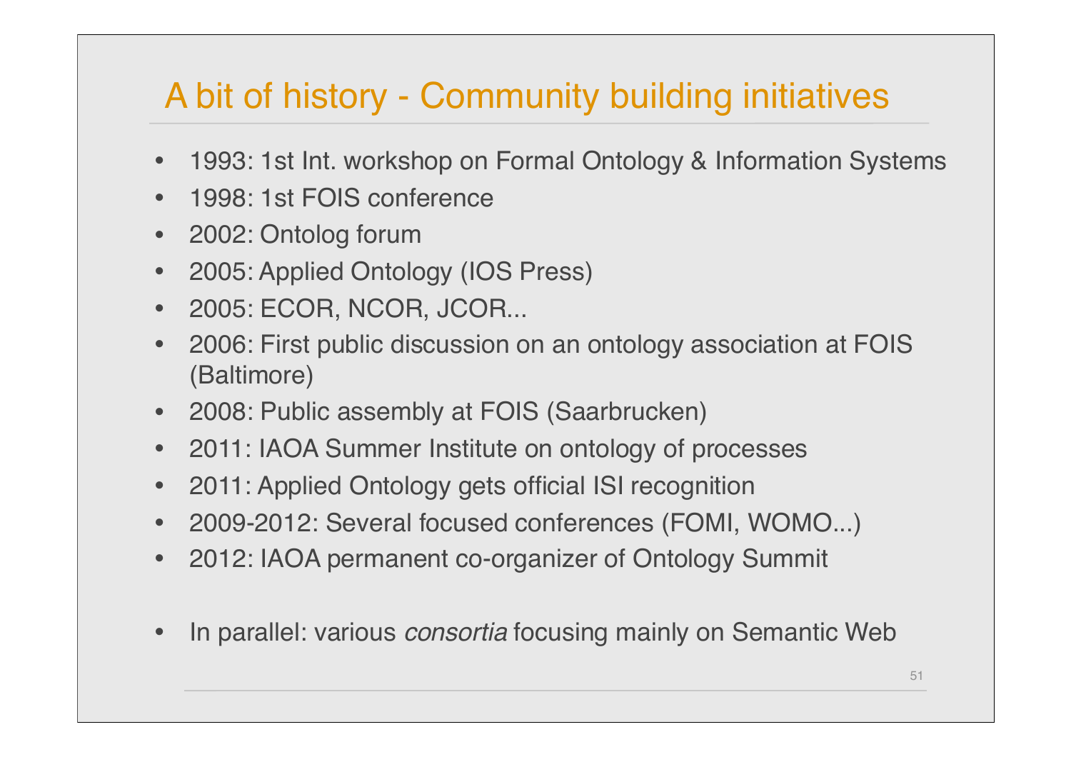# A bit of history - Community building initiatives

- 1993: 1st Int. workshop on Formal Ontology & Information Systems
- 1998: 1st FOIS conference
- 2002: Ontolog forum
- 2005: Applied Ontology (IOS Press)
- 2005: ECOR, NCOR, JCOR...
- 2006: First public discussion on an ontology association at FOIS (Baltimore)
- 2008: Public assembly at FOIS (Saarbrucken)
- 2011: IAOA Summer Institute on ontology of processes
- 2011: Applied Ontology gets official ISI recognition
- 2009-2012: Several focused conferences (FOMI, WOMO...)
- 2012: IAOA permanent co-organizer of Ontology Summit

- In parallel: various *consortia* focusing mainly on Semantic Web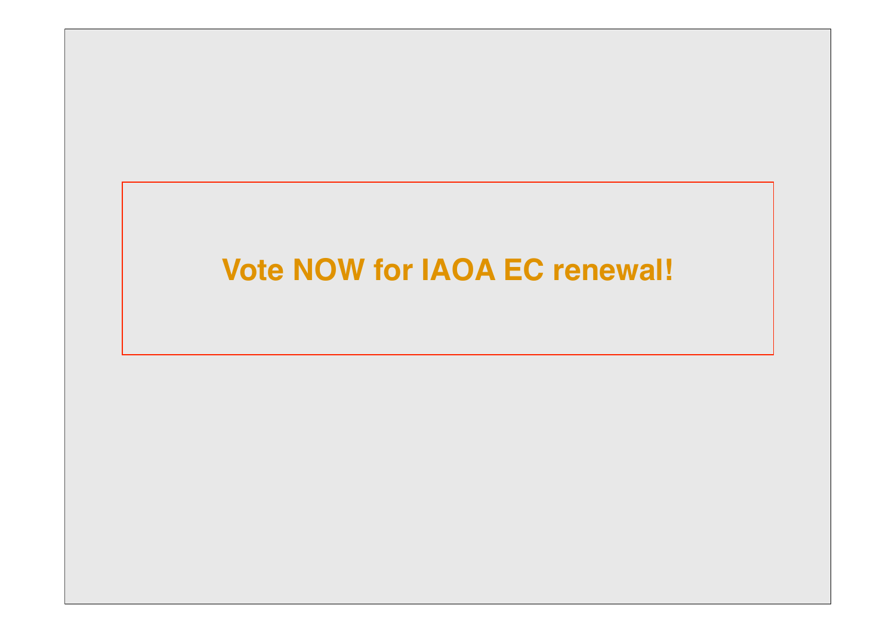**Vote NOW for IAOA EC renewal!**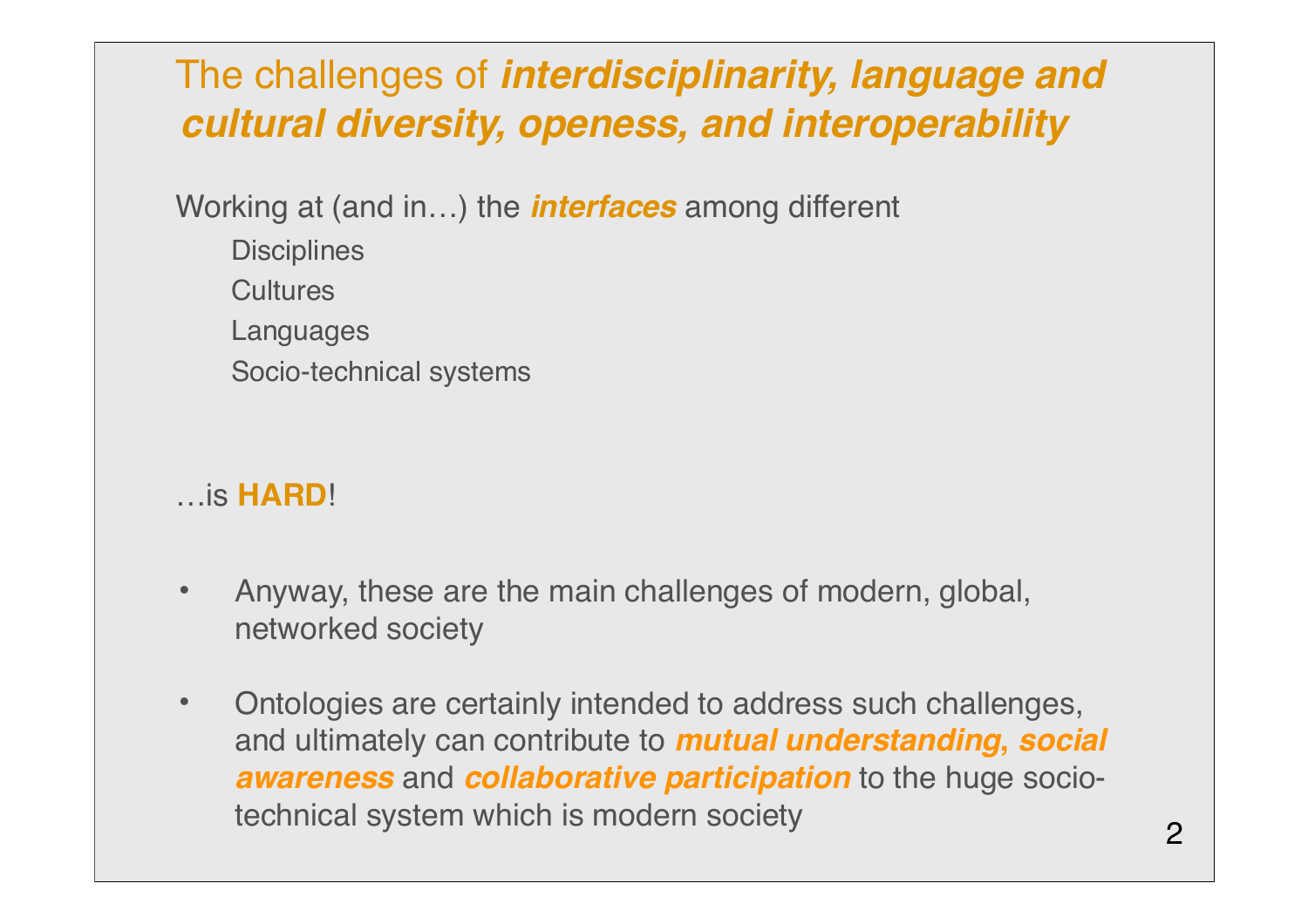# The challenges of ***interdisciplinarity, language and cultural diversity, openess, and interoperability***

Working at (and in…) the ***interfaces*** among different

- Disciplines
- Cultures
- Languages
- Socio-technical systems

…is **HARD**!

- Anyway, these are the main challenges of modern, global, networked society
- Ontologies are certainly intended to address such challenges, and ultimately can contribute to ***mutual understanding, social awareness*** and ***collaborative participation*** to the huge socio-technical system which is modern society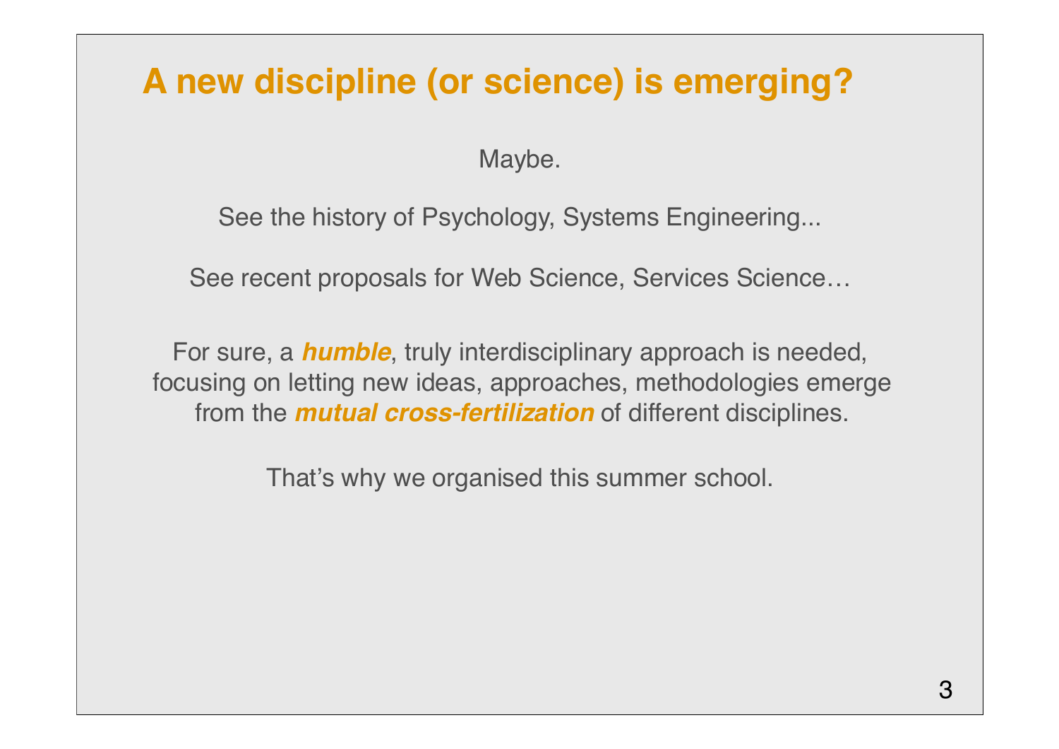# A new discipline (or science) is emerging?

Maybe.

See the history of Psychology, Systems Engineering...

See recent proposals for Web Science, Services Science…

For sure, a ***humble***, truly interdisciplinary approach is needed, focusing on letting new ideas, approaches, methodologies emerge from the ***mutual cross-fertilization*** of different disciplines.

That's why we organised this summer school.